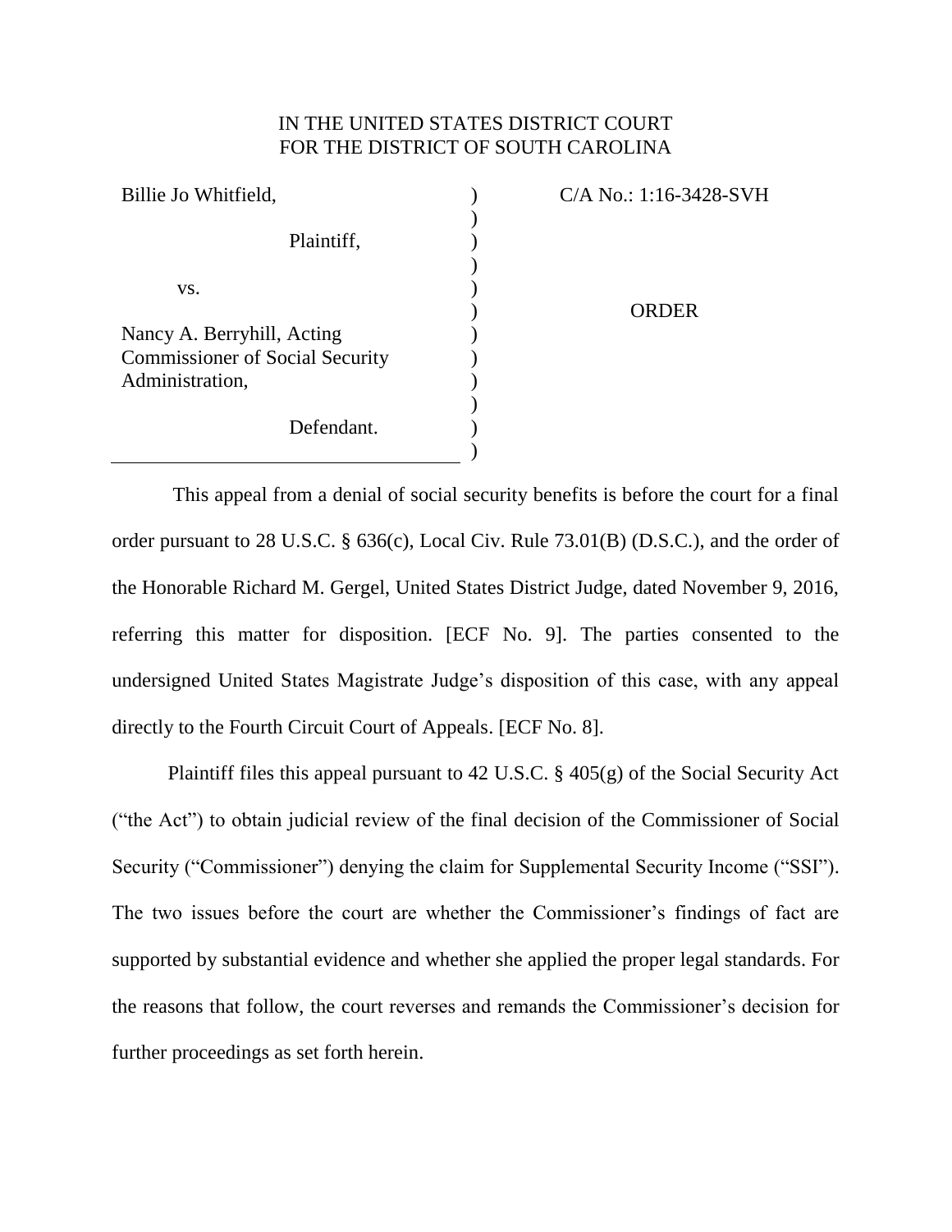IN THE UNITED STATES DISTRICT COURT
FOR THE DISTRICT OF SOUTH CAROLINA

| | | |
|---|---|---|
| Billie Jo Whitfield,<br><br>Plaintiff,<br><br>vs.<br><br>Nancy A. Berryhill, Acting Commissioner of Social Security Administration,<br><br>Defendant. | ) | C/A No.: 1:16-3428-SVH<br><br><br><br>ORDER |

This appeal from a denial of social security benefits is before the court for a final order pursuant to 28 U.S.C. § 636(c), Local Civ. Rule 73.01(B) (D.S.C.), and the order of the Honorable Richard M. Gergel, United States District Judge, dated November 9, 2016, referring this matter for disposition. [ECF No. 9]. The parties consented to the undersigned United States Magistrate Judge's disposition of this case, with any appeal directly to the Fourth Circuit Court of Appeals. [ECF No. 8].

Plaintiff files this appeal pursuant to 42 U.S.C. § 405(g) of the Social Security Act ("the Act") to obtain judicial review of the final decision of the Commissioner of Social Security ("Commissioner") denying the claim for Supplemental Security Income ("SSI"). The two issues before the court are whether the Commissioner's findings of fact are supported by substantial evidence and whether she applied the proper legal standards. For the reasons that follow, the court reverses and remands the Commissioner's decision for further proceedings as set forth herein.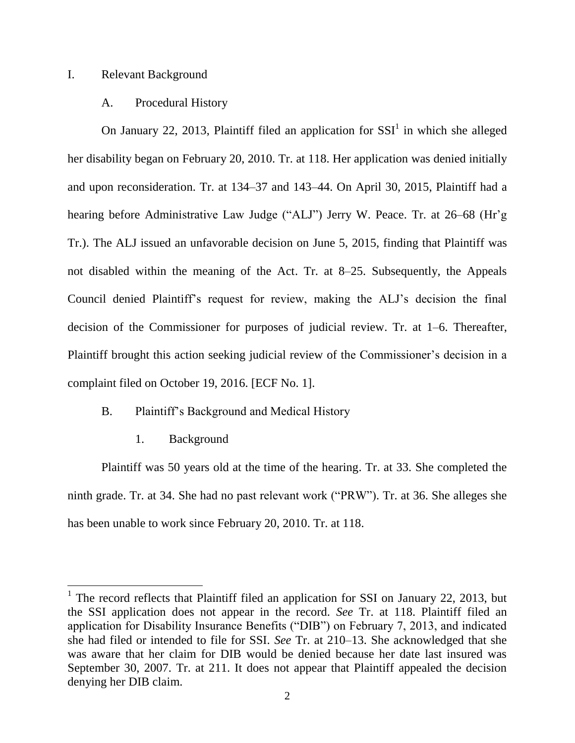## I. Relevant Background

### A. Procedural History

On January 22, 2013, Plaintiff filed an application for SSI[1] in which she alleged her disability began on February 20, 2010. Tr. at 118. Her application was denied initially and upon reconsideration. Tr. at 134–37 and 143–44. On April 30, 2015, Plaintiff had a hearing before Administrative Law Judge ("ALJ") Jerry W. Peace. Tr. at 26–68 (Hr'g Tr.). The ALJ issued an unfavorable decision on June 5, 2015, finding that Plaintiff was not disabled within the meaning of the Act. Tr. at 8–25. Subsequently, the Appeals Council denied Plaintiff's request for review, making the ALJ's decision the final decision of the Commissioner for purposes of judicial review. Tr. at 1–6. Thereafter, Plaintiff brought this action seeking judicial review of the Commissioner's decision in a complaint filed on October 19, 2016. [ECF No. 1].

### B. Plaintiff's Background and Medical History

#### 1. Background

Plaintiff was 50 years old at the time of the hearing. Tr. at 33. She completed the ninth grade. Tr. at 34. She had no past relevant work ("PRW"). Tr. at 36. She alleges she has been unable to work since February 20, 2010. Tr. at 118.

---

[1] The record reflects that Plaintiff filed an application for SSI on January 22, 2013, but the SSI application does not appear in the record. *See* Tr. at 118. Plaintiff filed an application for Disability Insurance Benefits ("DIB") on February 7, 2013, and indicated she had filed or intended to file for SSI. *See* Tr. at 210–13. She acknowledged that she was aware that her claim for DIB would be denied because her date last insured was September 30, 2007. Tr. at 211. It does not appear that Plaintiff appealed the decision denying her DIB claim.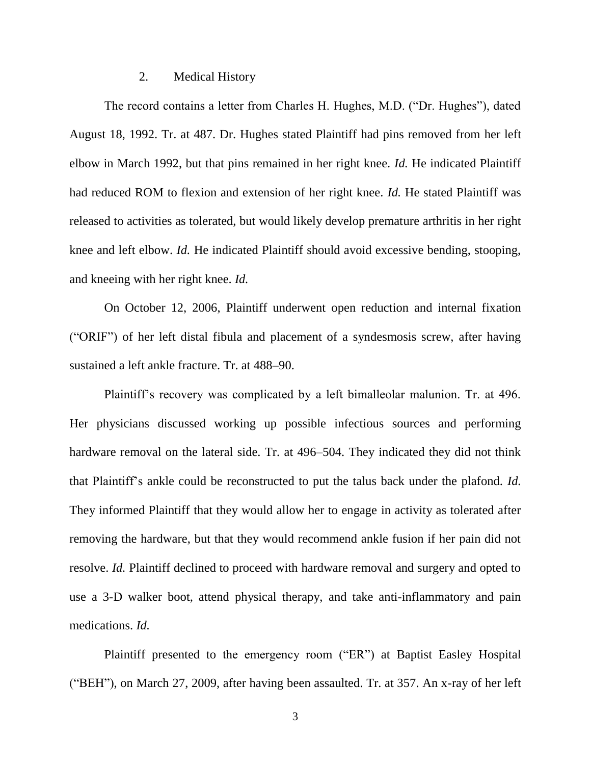2. Medical History

The record contains a letter from Charles H. Hughes, M.D. ("Dr. Hughes"), dated August 18, 1992. Tr. at 487. Dr. Hughes stated Plaintiff had pins removed from her left elbow in March 1992, but that pins remained in her right knee. *Id.* He indicated Plaintiff had reduced ROM to flexion and extension of her right knee. *Id.* He stated Plaintiff was released to activities as tolerated, but would likely develop premature arthritis in her right knee and left elbow. *Id.* He indicated Plaintiff should avoid excessive bending, stooping, and kneeing with her right knee. *Id.*

On October 12, 2006, Plaintiff underwent open reduction and internal fixation ("ORIF") of her left distal fibula and placement of a syndesmosis screw, after having sustained a left ankle fracture. Tr. at 488–90.

Plaintiff's recovery was complicated by a left bimalleolar malunion. Tr. at 496. Her physicians discussed working up possible infectious sources and performing hardware removal on the lateral side. Tr. at 496–504. They indicated they did not think that Plaintiff's ankle could be reconstructed to put the talus back under the plafond. *Id.* They informed Plaintiff that they would allow her to engage in activity as tolerated after removing the hardware, but that they would recommend ankle fusion if her pain did not resolve. *Id.* Plaintiff declined to proceed with hardware removal and surgery and opted to use a 3-D walker boot, attend physical therapy, and take anti-inflammatory and pain medications. *Id.*

Plaintiff presented to the emergency room ("ER") at Baptist Easley Hospital ("BEH"), on March 27, 2009, after having been assaulted. Tr. at 357. An x-ray of her left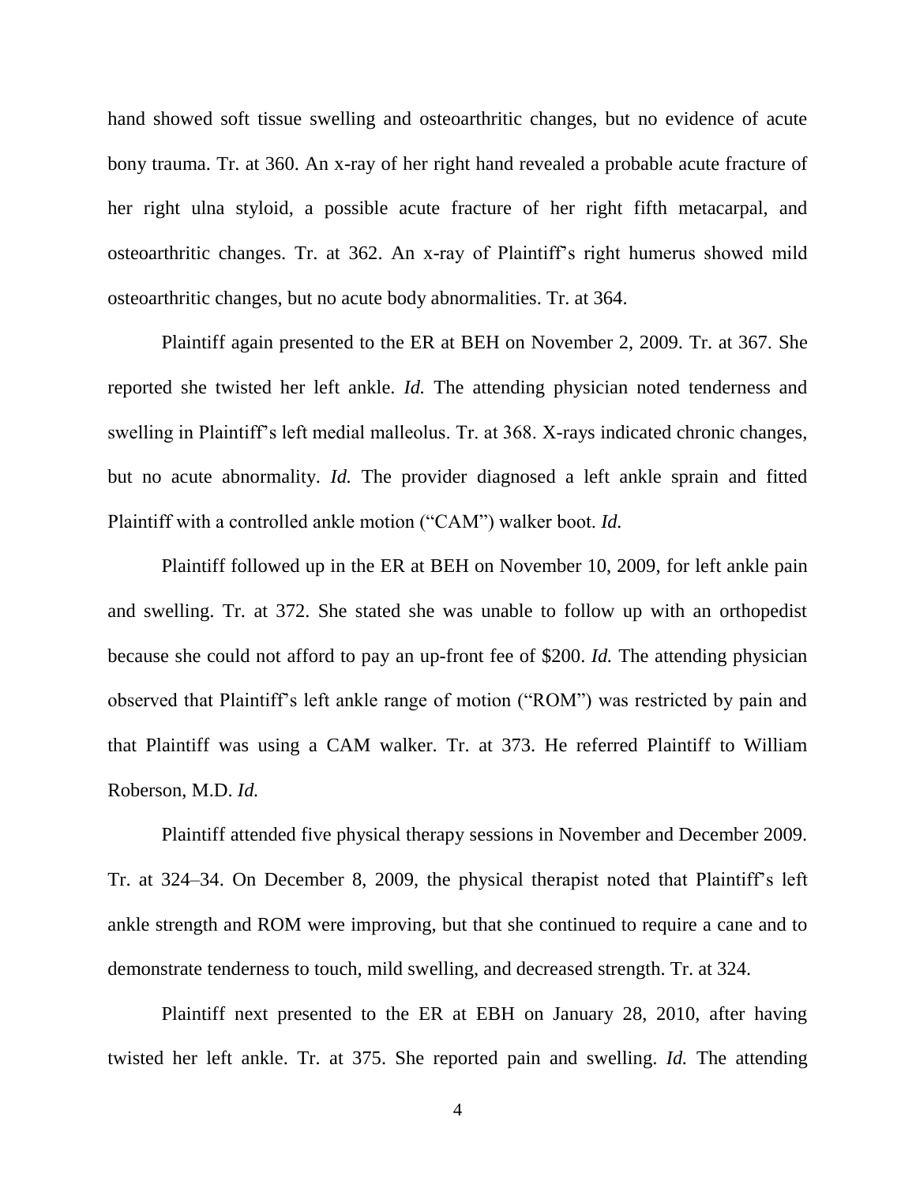hand showed soft tissue swelling and osteoarthritic changes, but no evidence of acute bony trauma. Tr. at 360. An x-ray of her right hand revealed a probable acute fracture of her right ulna styloid, a possible acute fracture of her right fifth metacarpal, and osteoarthritic changes. Tr. at 362. An x-ray of Plaintiff's right humerus showed mild osteoarthritic changes, but no acute body abnormalities. Tr. at 364.

Plaintiff again presented to the ER at BEH on November 2, 2009. Tr. at 367. She reported she twisted her left ankle. *Id.* The attending physician noted tenderness and swelling in Plaintiff's left medial malleolus. Tr. at 368. X-rays indicated chronic changes, but no acute abnormality. *Id.* The provider diagnosed a left ankle sprain and fitted Plaintiff with a controlled ankle motion ("CAM") walker boot. *Id.*

Plaintiff followed up in the ER at BEH on November 10, 2009, for left ankle pain and swelling. Tr. at 372. She stated she was unable to follow up with an orthopedist because she could not afford to pay an up-front fee of $200. *Id.* The attending physician observed that Plaintiff's left ankle range of motion ("ROM") was restricted by pain and that Plaintiff was using a CAM walker. Tr. at 373. He referred Plaintiff to William Roberson, M.D. *Id.*

Plaintiff attended five physical therapy sessions in November and December 2009. Tr. at 324–34. On December 8, 2009, the physical therapist noted that Plaintiff's left ankle strength and ROM were improving, but that she continued to require a cane and to demonstrate tenderness to touch, mild swelling, and decreased strength. Tr. at 324.

Plaintiff next presented to the ER at EBH on January 28, 2010, after having twisted her left ankle. Tr. at 375. She reported pain and swelling. *Id.* The attending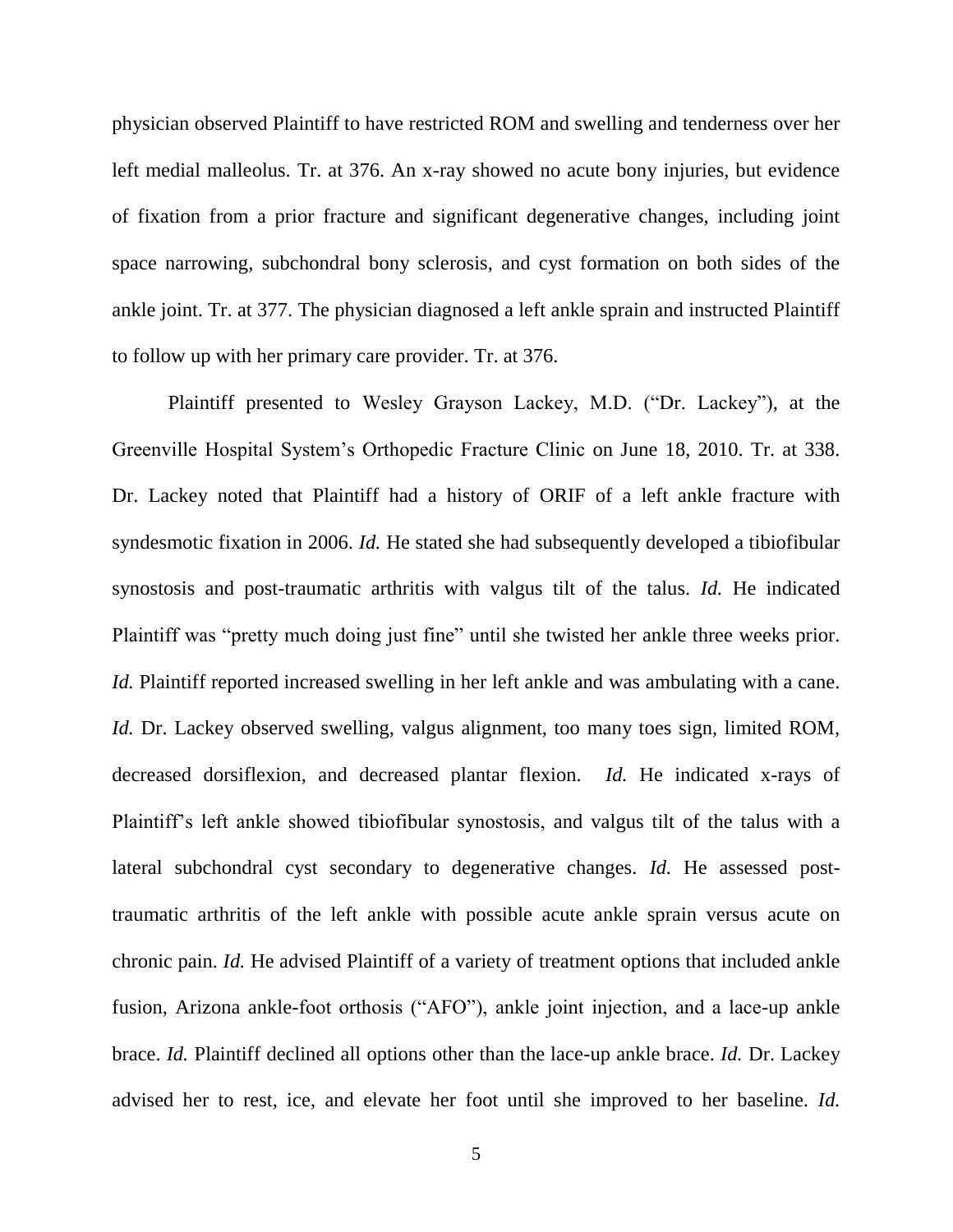physician observed Plaintiff to have restricted ROM and swelling and tenderness over her left medial malleolus. Tr. at 376. An x-ray showed no acute bony injuries, but evidence of fixation from a prior fracture and significant degenerative changes, including joint space narrowing, subchondral bony sclerosis, and cyst formation on both sides of the ankle joint. Tr. at 377. The physician diagnosed a left ankle sprain and instructed Plaintiff to follow up with her primary care provider. Tr. at 376.

Plaintiff presented to Wesley Grayson Lackey, M.D. ("Dr. Lackey"), at the Greenville Hospital System's Orthopedic Fracture Clinic on June 18, 2010. Tr. at 338. Dr. Lackey noted that Plaintiff had a history of ORIF of a left ankle fracture with syndesmotic fixation in 2006. *Id.* He stated she had subsequently developed a tibiofibular synostosis and post-traumatic arthritis with valgus tilt of the talus. *Id.* He indicated Plaintiff was "pretty much doing just fine" until she twisted her ankle three weeks prior. *Id.* Plaintiff reported increased swelling in her left ankle and was ambulating with a cane. *Id.* Dr. Lackey observed swelling, valgus alignment, too many toes sign, limited ROM, decreased dorsiflexion, and decreased plantar flexion. *Id.* He indicated x-rays of Plaintiff's left ankle showed tibiofibular synostosis, and valgus tilt of the talus with a lateral subchondral cyst secondary to degenerative changes. *Id.* He assessed post-traumatic arthritis of the left ankle with possible acute ankle sprain versus acute on chronic pain. *Id.* He advised Plaintiff of a variety of treatment options that included ankle fusion, Arizona ankle-foot orthosis ("AFO"), ankle joint injection, and a lace-up ankle brace. *Id.* Plaintiff declined all options other than the lace-up ankle brace. *Id.* Dr. Lackey advised her to rest, ice, and elevate her foot until she improved to her baseline. *Id.*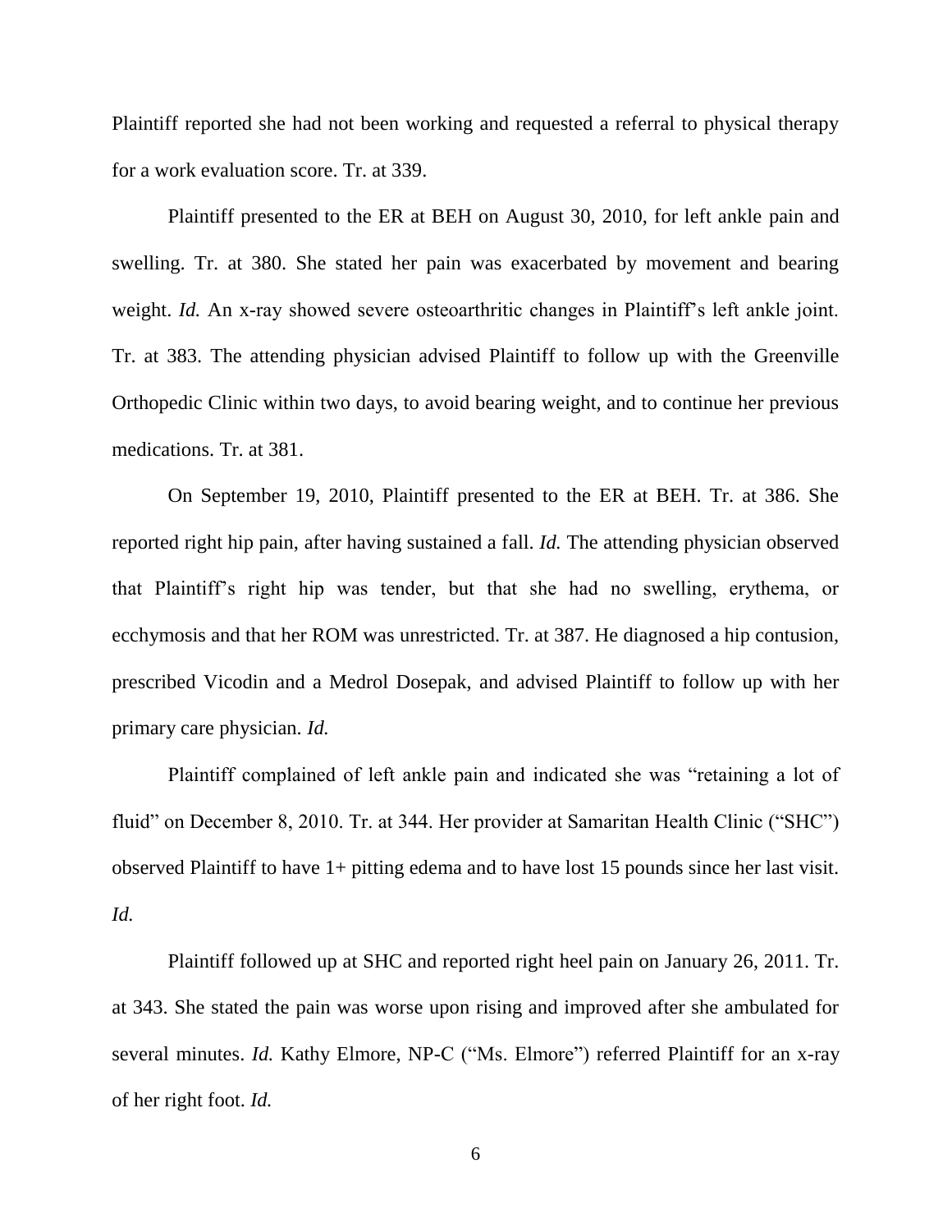Plaintiff reported she had not been working and requested a referral to physical therapy for a work evaluation score. Tr. at 339.

Plaintiff presented to the ER at BEH on August 30, 2010, for left ankle pain and swelling. Tr. at 380. She stated her pain was exacerbated by movement and bearing weight. *Id.* An x-ray showed severe osteoarthritic changes in Plaintiff's left ankle joint. Tr. at 383. The attending physician advised Plaintiff to follow up with the Greenville Orthopedic Clinic within two days, to avoid bearing weight, and to continue her previous medications. Tr. at 381.

On September 19, 2010, Plaintiff presented to the ER at BEH. Tr. at 386. She reported right hip pain, after having sustained a fall. *Id.* The attending physician observed that Plaintiff's right hip was tender, but that she had no swelling, erythema, or ecchymosis and that her ROM was unrestricted. Tr. at 387. He diagnosed a hip contusion, prescribed Vicodin and a Medrol Dosepak, and advised Plaintiff to follow up with her primary care physician. *Id.*

Plaintiff complained of left ankle pain and indicated she was "retaining a lot of fluid" on December 8, 2010. Tr. at 344. Her provider at Samaritan Health Clinic ("SHC") observed Plaintiff to have 1+ pitting edema and to have lost 15 pounds since her last visit. *Id.*

Plaintiff followed up at SHC and reported right heel pain on January 26, 2011. Tr. at 343. She stated the pain was worse upon rising and improved after she ambulated for several minutes. *Id.* Kathy Elmore, NP-C ("Ms. Elmore") referred Plaintiff for an x-ray of her right foot. *Id.*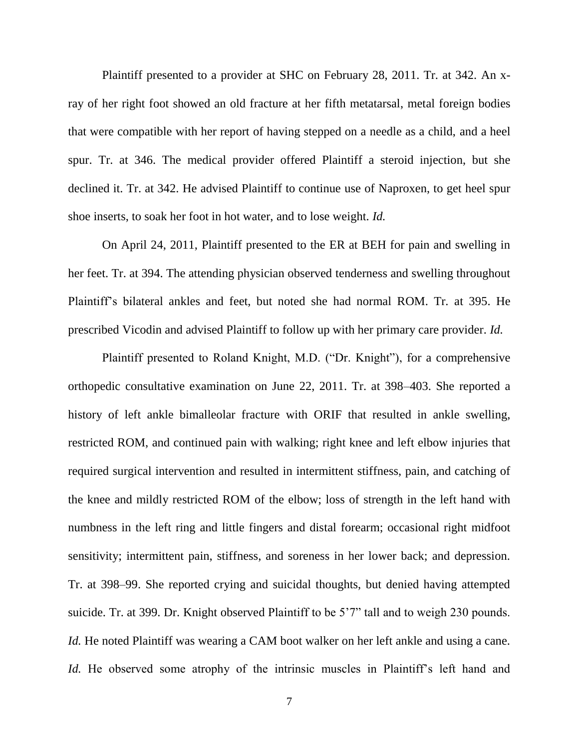Plaintiff presented to a provider at SHC on February 28, 2011. Tr. at 342. An x-ray of her right foot showed an old fracture at her fifth metatarsal, metal foreign bodies that were compatible with her report of having stepped on a needle as a child, and a heel spur. Tr. at 346. The medical provider offered Plaintiff a steroid injection, but she declined it. Tr. at 342. He advised Plaintiff to continue use of Naproxen, to get heel spur shoe inserts, to soak her foot in hot water, and to lose weight. *Id.*

On April 24, 2011, Plaintiff presented to the ER at BEH for pain and swelling in her feet. Tr. at 394. The attending physician observed tenderness and swelling throughout Plaintiff's bilateral ankles and feet, but noted she had normal ROM. Tr. at 395. He prescribed Vicodin and advised Plaintiff to follow up with her primary care provider. *Id.*

Plaintiff presented to Roland Knight, M.D. ("Dr. Knight"), for a comprehensive orthopedic consultative examination on June 22, 2011. Tr. at 398–403. She reported a history of left ankle bimalleolar fracture with ORIF that resulted in ankle swelling, restricted ROM, and continued pain with walking; right knee and left elbow injuries that required surgical intervention and resulted in intermittent stiffness, pain, and catching of the knee and mildly restricted ROM of the elbow; loss of strength in the left hand with numbness in the left ring and little fingers and distal forearm; occasional right midfoot sensitivity; intermittent pain, stiffness, and soreness in her lower back; and depression. Tr. at 398–99. She reported crying and suicidal thoughts, but denied having attempted suicide. Tr. at 399. Dr. Knight observed Plaintiff to be 5'7" tall and to weigh 230 pounds. *Id.* He noted Plaintiff was wearing a CAM boot walker on her left ankle and using a cane. *Id.* He observed some atrophy of the intrinsic muscles in Plaintiff's left hand and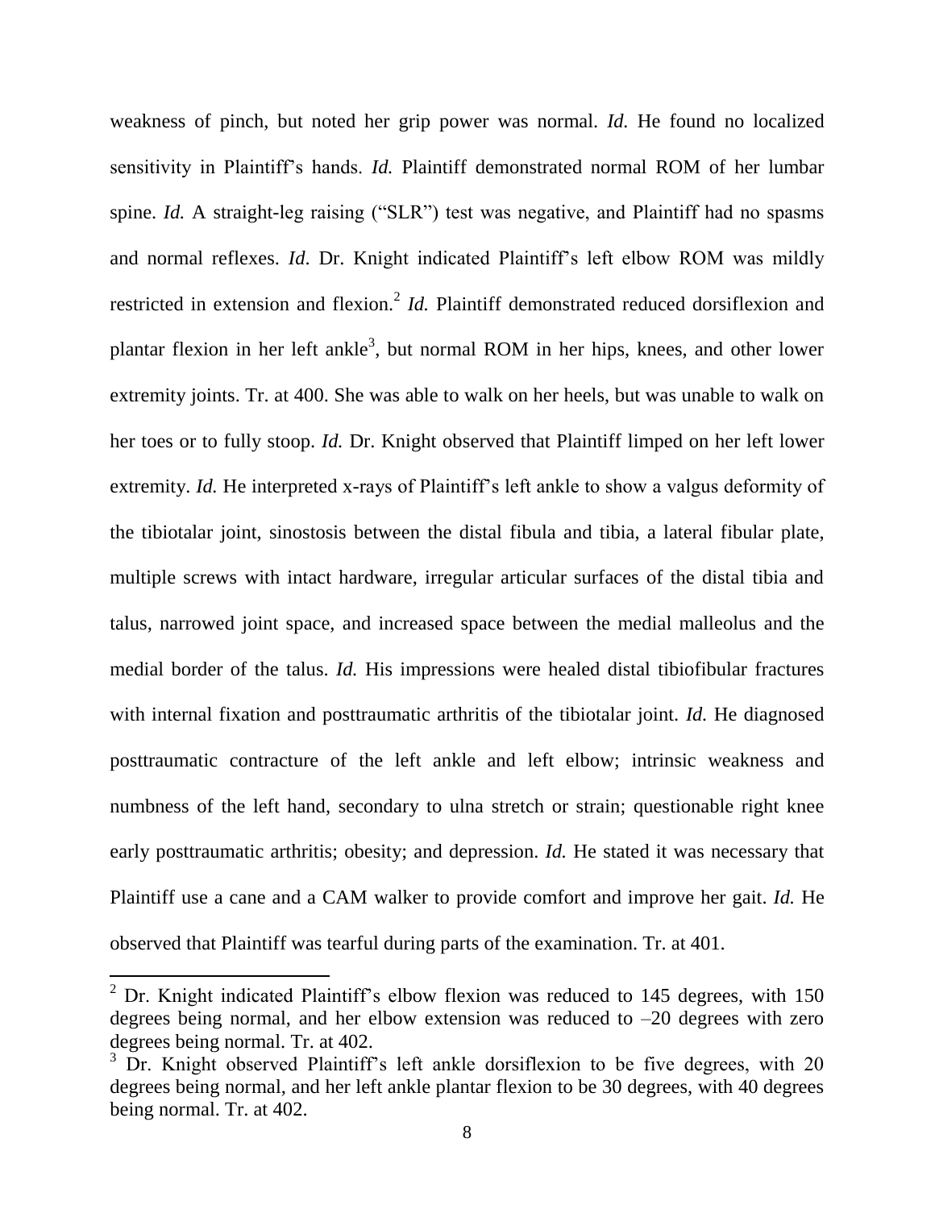weakness of pinch, but noted her grip power was normal. *Id.* He found no localized sensitivity in Plaintiff's hands. *Id.* Plaintiff demonstrated normal ROM of her lumbar spine. *Id.* A straight-leg raising ("SLR") test was negative, and Plaintiff had no spasms and normal reflexes. *Id*. Dr. Knight indicated Plaintiff's left elbow ROM was mildly restricted in extension and flexion.[2] *Id.* Plaintiff demonstrated reduced dorsiflexion and plantar flexion in her left ankle[3], but normal ROM in her hips, knees, and other lower extremity joints. Tr. at 400. She was able to walk on her heels, but was unable to walk on her toes or to fully stoop. *Id.* Dr. Knight observed that Plaintiff limped on her left lower extremity. *Id.* He interpreted x-rays of Plaintiff's left ankle to show a valgus deformity of the tibiotalar joint, sinostosis between the distal fibula and tibia, a lateral fibular plate, multiple screws with intact hardware, irregular articular surfaces of the distal tibia and talus, narrowed joint space, and increased space between the medial malleolus and the medial border of the talus. *Id.* His impressions were healed distal tibiofibular fractures with internal fixation and posttraumatic arthritis of the tibiotalar joint. *Id.* He diagnosed posttraumatic contracture of the left ankle and left elbow; intrinsic weakness and numbness of the left hand, secondary to ulna stretch or strain; questionable right knee early posttraumatic arthritis; obesity; and depression. *Id.* He stated it was necessary that Plaintiff use a cane and a CAM walker to provide comfort and improve her gait. *Id.* He observed that Plaintiff was tearful during parts of the examination. Tr. at 401.

---

[2] Dr. Knight indicated Plaintiff's elbow flexion was reduced to 145 degrees, with 150 degrees being normal, and her elbow extension was reduced to –20 degrees with zero degrees being normal. Tr. at 402.

[3] Dr. Knight observed Plaintiff's left ankle dorsiflexion to be five degrees, with 20 degrees being normal, and her left ankle plantar flexion to be 30 degrees, with 40 degrees being normal. Tr. at 402.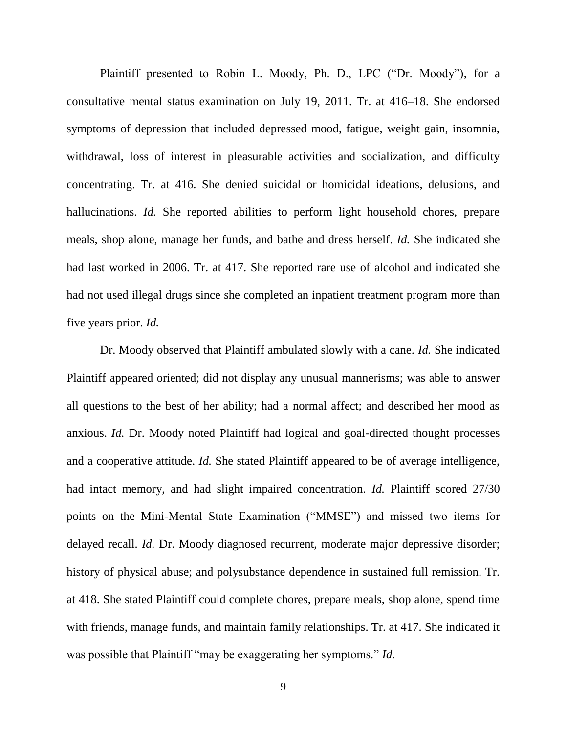Plaintiff presented to Robin L. Moody, Ph. D., LPC ("Dr. Moody"), for a consultative mental status examination on July 19, 2011. Tr. at 416–18. She endorsed symptoms of depression that included depressed mood, fatigue, weight gain, insomnia, withdrawal, loss of interest in pleasurable activities and socialization, and difficulty concentrating. Tr. at 416. She denied suicidal or homicidal ideations, delusions, and hallucinations. *Id.* She reported abilities to perform light household chores, prepare meals, shop alone, manage her funds, and bathe and dress herself. *Id.* She indicated she had last worked in 2006. Tr. at 417. She reported rare use of alcohol and indicated she had not used illegal drugs since she completed an inpatient treatment program more than five years prior. *Id.*

Dr. Moody observed that Plaintiff ambulated slowly with a cane. *Id.* She indicated Plaintiff appeared oriented; did not display any unusual mannerisms; was able to answer all questions to the best of her ability; had a normal affect; and described her mood as anxious. *Id.* Dr. Moody noted Plaintiff had logical and goal-directed thought processes and a cooperative attitude. *Id.* She stated Plaintiff appeared to be of average intelligence, had intact memory, and had slight impaired concentration. *Id.* Plaintiff scored 27/30 points on the Mini-Mental State Examination ("MMSE") and missed two items for delayed recall. *Id.* Dr. Moody diagnosed recurrent, moderate major depressive disorder; history of physical abuse; and polysubstance dependence in sustained full remission. Tr. at 418. She stated Plaintiff could complete chores, prepare meals, shop alone, spend time with friends, manage funds, and maintain family relationships. Tr. at 417. She indicated it was possible that Plaintiff "may be exaggerating her symptoms." *Id.*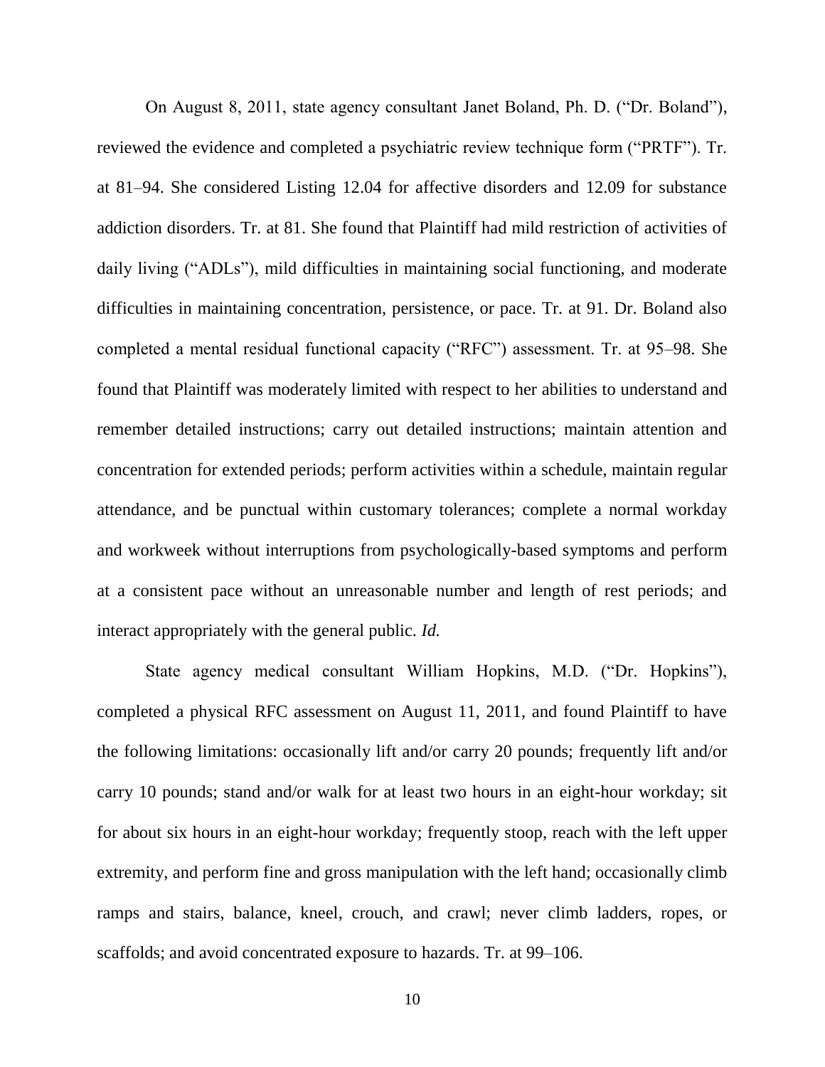On August 8, 2011, state agency consultant Janet Boland, Ph. D. ("Dr. Boland"), reviewed the evidence and completed a psychiatric review technique form ("PRTF"). Tr. at 81–94. She considered Listing 12.04 for affective disorders and 12.09 for substance addiction disorders. Tr. at 81. She found that Plaintiff had mild restriction of activities of daily living ("ADLs"), mild difficulties in maintaining social functioning, and moderate difficulties in maintaining concentration, persistence, or pace. Tr. at 91. Dr. Boland also completed a mental residual functional capacity ("RFC") assessment. Tr. at 95–98. She found that Plaintiff was moderately limited with respect to her abilities to understand and remember detailed instructions; carry out detailed instructions; maintain attention and concentration for extended periods; perform activities within a schedule, maintain regular attendance, and be punctual within customary tolerances; complete a normal workday and workweek without interruptions from psychologically-based symptoms and perform at a consistent pace without an unreasonable number and length of rest periods; and interact appropriately with the general public. *Id.*

State agency medical consultant William Hopkins, M.D. ("Dr. Hopkins"), completed a physical RFC assessment on August 11, 2011, and found Plaintiff to have the following limitations: occasionally lift and/or carry 20 pounds; frequently lift and/or carry 10 pounds; stand and/or walk for at least two hours in an eight-hour workday; sit for about six hours in an eight-hour workday; frequently stoop, reach with the left upper extremity, and perform fine and gross manipulation with the left hand; occasionally climb ramps and stairs, balance, kneel, crouch, and crawl; never climb ladders, ropes, or scaffolds; and avoid concentrated exposure to hazards. Tr. at 99–106.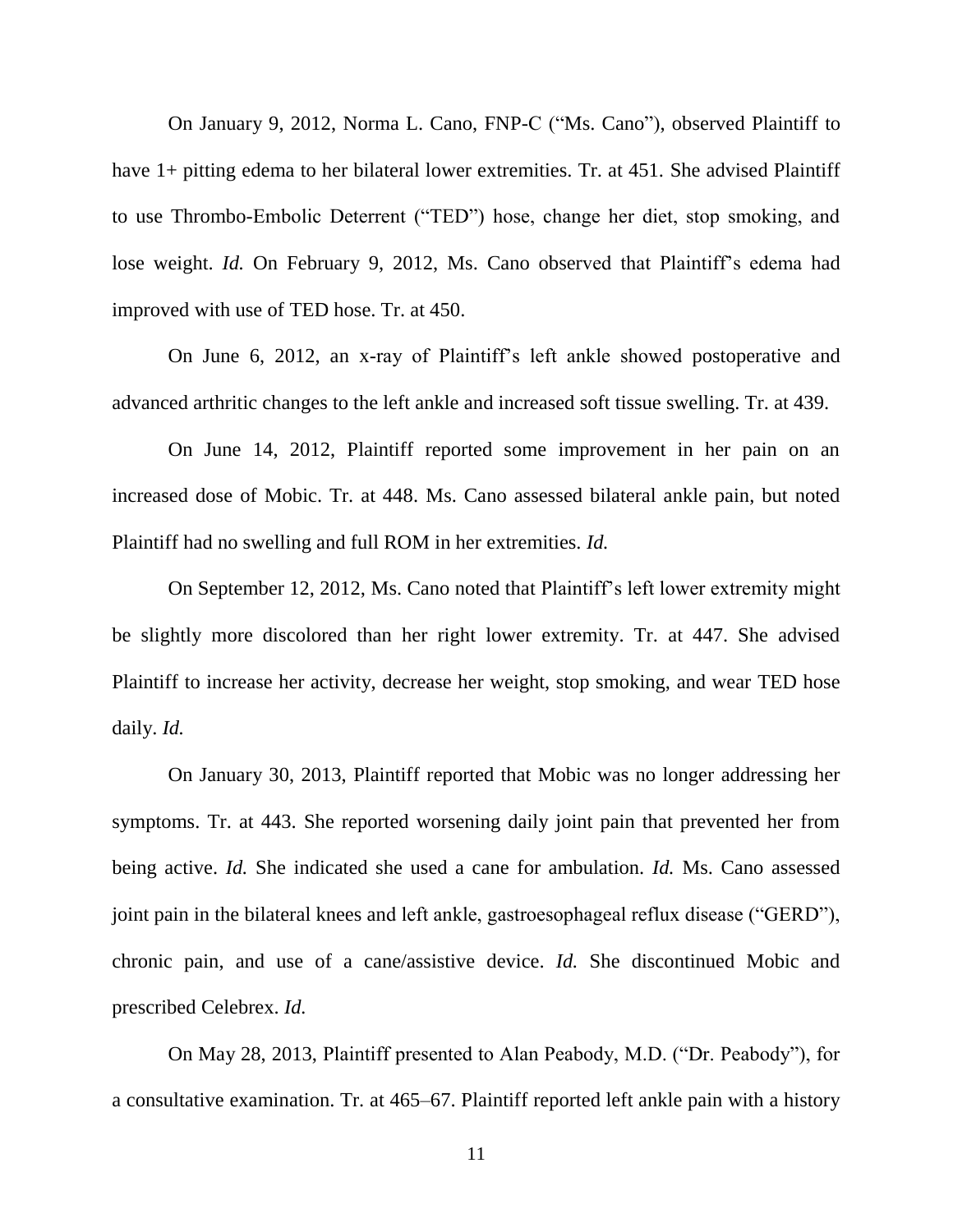On January 9, 2012, Norma L. Cano, FNP-C ("Ms. Cano"), observed Plaintiff to have 1+ pitting edema to her bilateral lower extremities. Tr. at 451. She advised Plaintiff to use Thrombo-Embolic Deterrent ("TED") hose, change her diet, stop smoking, and lose weight. *Id.* On February 9, 2012, Ms. Cano observed that Plaintiff's edema had improved with use of TED hose. Tr. at 450.

On June 6, 2012, an x-ray of Plaintiff's left ankle showed postoperative and advanced arthritic changes to the left ankle and increased soft tissue swelling. Tr. at 439.

On June 14, 2012, Plaintiff reported some improvement in her pain on an increased dose of Mobic. Tr. at 448. Ms. Cano assessed bilateral ankle pain, but noted Plaintiff had no swelling and full ROM in her extremities. *Id.*

On September 12, 2012, Ms. Cano noted that Plaintiff's left lower extremity might be slightly more discolored than her right lower extremity. Tr. at 447. She advised Plaintiff to increase her activity, decrease her weight, stop smoking, and wear TED hose daily. *Id.*

On January 30, 2013, Plaintiff reported that Mobic was no longer addressing her symptoms. Tr. at 443. She reported worsening daily joint pain that prevented her from being active. *Id.* She indicated she used a cane for ambulation. *Id.* Ms. Cano assessed joint pain in the bilateral knees and left ankle, gastroesophageal reflux disease ("GERD"), chronic pain, and use of a cane/assistive device. *Id.* She discontinued Mobic and prescribed Celebrex. *Id.*

On May 28, 2013, Plaintiff presented to Alan Peabody, M.D. ("Dr. Peabody"), for a consultative examination. Tr. at 465–67. Plaintiff reported left ankle pain with a history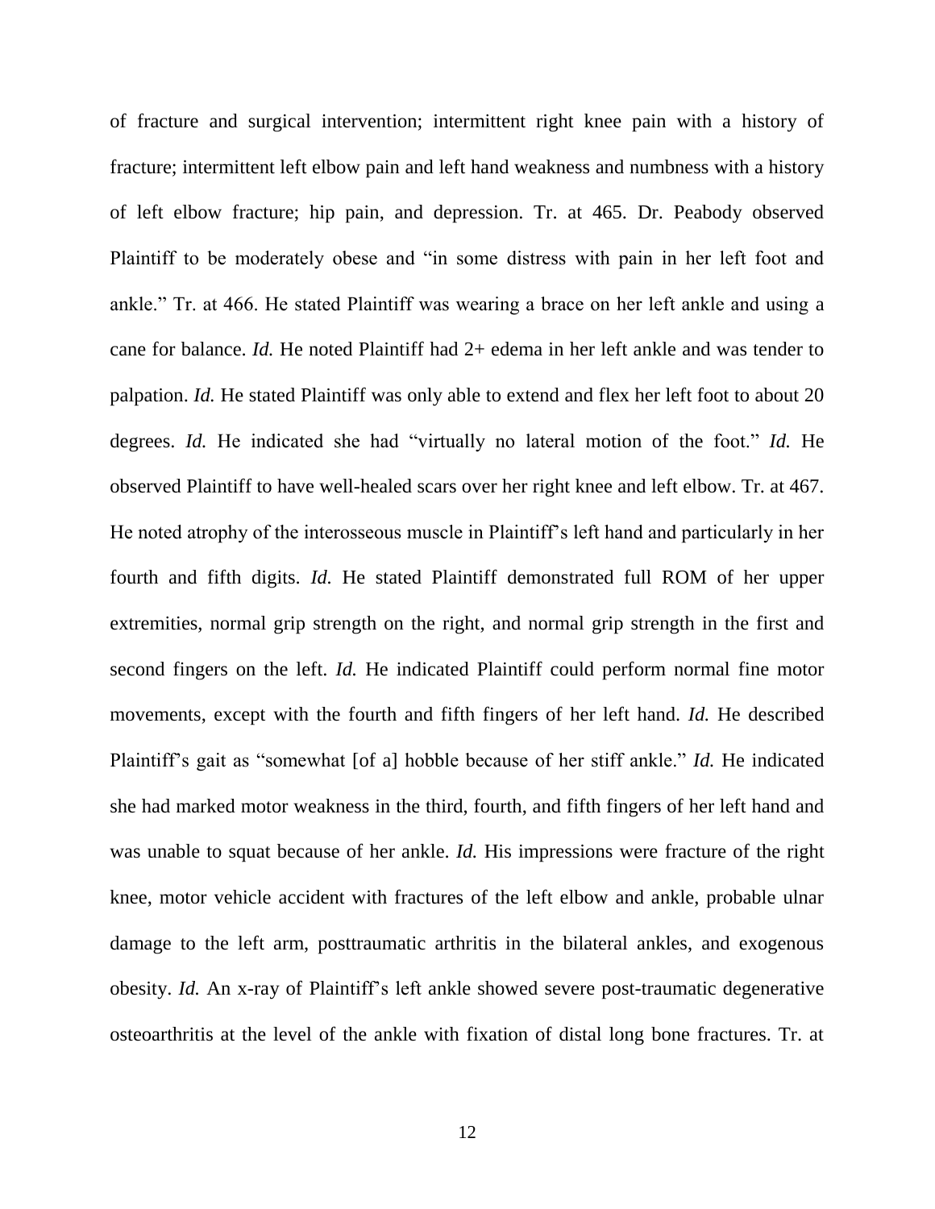of fracture and surgical intervention; intermittent right knee pain with a history of fracture; intermittent left elbow pain and left hand weakness and numbness with a history of left elbow fracture; hip pain, and depression. Tr. at 465. Dr. Peabody observed Plaintiff to be moderately obese and "in some distress with pain in her left foot and ankle." Tr. at 466. He stated Plaintiff was wearing a brace on her left ankle and using a cane for balance. *Id.* He noted Plaintiff had 2+ edema in her left ankle and was tender to palpation. *Id.* He stated Plaintiff was only able to extend and flex her left foot to about 20 degrees. *Id.* He indicated she had "virtually no lateral motion of the foot." *Id.* He observed Plaintiff to have well-healed scars over her right knee and left elbow. Tr. at 467. He noted atrophy of the interosseous muscle in Plaintiff's left hand and particularly in her fourth and fifth digits. *Id.* He stated Plaintiff demonstrated full ROM of her upper extremities, normal grip strength on the right, and normal grip strength in the first and second fingers on the left. *Id.* He indicated Plaintiff could perform normal fine motor movements, except with the fourth and fifth fingers of her left hand. *Id.* He described Plaintiff's gait as "somewhat [of a] hobble because of her stiff ankle." *Id.* He indicated she had marked motor weakness in the third, fourth, and fifth fingers of her left hand and was unable to squat because of her ankle. *Id.* His impressions were fracture of the right knee, motor vehicle accident with fractures of the left elbow and ankle, probable ulnar damage to the left arm, posttraumatic arthritis in the bilateral ankles, and exogenous obesity. *Id.* An x-ray of Plaintiff's left ankle showed severe post-traumatic degenerative osteoarthritis at the level of the ankle with fixation of distal long bone fractures. Tr. at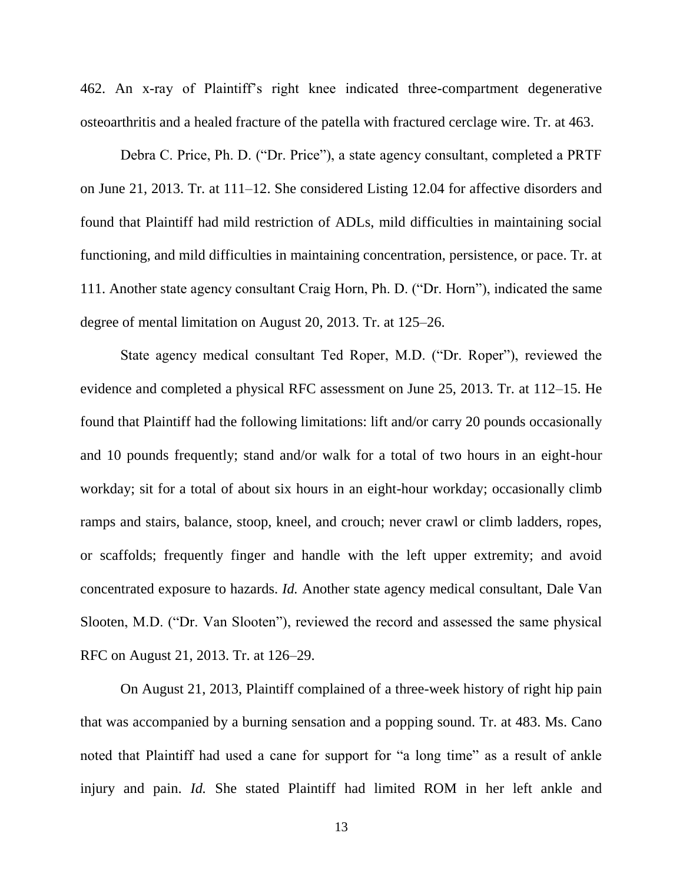462. An x-ray of Plaintiff's right knee indicated three-compartment degenerative osteoarthritis and a healed fracture of the patella with fractured cerclage wire. Tr. at 463.

Debra C. Price, Ph. D. ("Dr. Price"), a state agency consultant, completed a PRTF on June 21, 2013. Tr. at 111–12. She considered Listing 12.04 for affective disorders and found that Plaintiff had mild restriction of ADLs, mild difficulties in maintaining social functioning, and mild difficulties in maintaining concentration, persistence, or pace. Tr. at 111. Another state agency consultant Craig Horn, Ph. D. ("Dr. Horn"), indicated the same degree of mental limitation on August 20, 2013. Tr. at 125–26.

State agency medical consultant Ted Roper, M.D. ("Dr. Roper"), reviewed the evidence and completed a physical RFC assessment on June 25, 2013. Tr. at 112–15. He found that Plaintiff had the following limitations: lift and/or carry 20 pounds occasionally and 10 pounds frequently; stand and/or walk for a total of two hours in an eight-hour workday; sit for a total of about six hours in an eight-hour workday; occasionally climb ramps and stairs, balance, stoop, kneel, and crouch; never crawl or climb ladders, ropes, or scaffolds; frequently finger and handle with the left upper extremity; and avoid concentrated exposure to hazards. *Id.* Another state agency medical consultant, Dale Van Slooten, M.D. ("Dr. Van Slooten"), reviewed the record and assessed the same physical RFC on August 21, 2013. Tr. at 126–29.

On August 21, 2013, Plaintiff complained of a three-week history of right hip pain that was accompanied by a burning sensation and a popping sound. Tr. at 483. Ms. Cano noted that Plaintiff had used a cane for support for "a long time" as a result of ankle injury and pain. *Id.* She stated Plaintiff had limited ROM in her left ankle and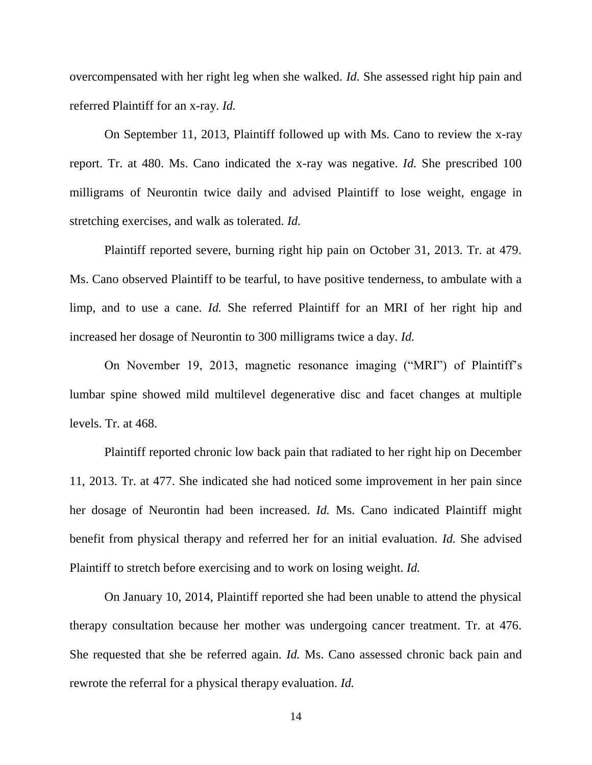overcompensated with her right leg when she walked. *Id.* She assessed right hip pain and referred Plaintiff for an x-ray. *Id.*

On September 11, 2013, Plaintiff followed up with Ms. Cano to review the x-ray report. Tr. at 480. Ms. Cano indicated the x-ray was negative. *Id.* She prescribed 100 milligrams of Neurontin twice daily and advised Plaintiff to lose weight, engage in stretching exercises, and walk as tolerated. *Id.*

Plaintiff reported severe, burning right hip pain on October 31, 2013. Tr. at 479. Ms. Cano observed Plaintiff to be tearful, to have positive tenderness, to ambulate with a limp, and to use a cane. *Id.* She referred Plaintiff for an MRI of her right hip and increased her dosage of Neurontin to 300 milligrams twice a day. *Id.*

On November 19, 2013, magnetic resonance imaging ("MRI") of Plaintiff's lumbar spine showed mild multilevel degenerative disc and facet changes at multiple levels. Tr. at 468.

Plaintiff reported chronic low back pain that radiated to her right hip on December 11, 2013. Tr. at 477. She indicated she had noticed some improvement in her pain since her dosage of Neurontin had been increased. *Id.* Ms. Cano indicated Plaintiff might benefit from physical therapy and referred her for an initial evaluation. *Id.* She advised Plaintiff to stretch before exercising and to work on losing weight. *Id.*

On January 10, 2014, Plaintiff reported she had been unable to attend the physical therapy consultation because her mother was undergoing cancer treatment. Tr. at 476. She requested that she be referred again. *Id.* Ms. Cano assessed chronic back pain and rewrote the referral for a physical therapy evaluation. *Id.*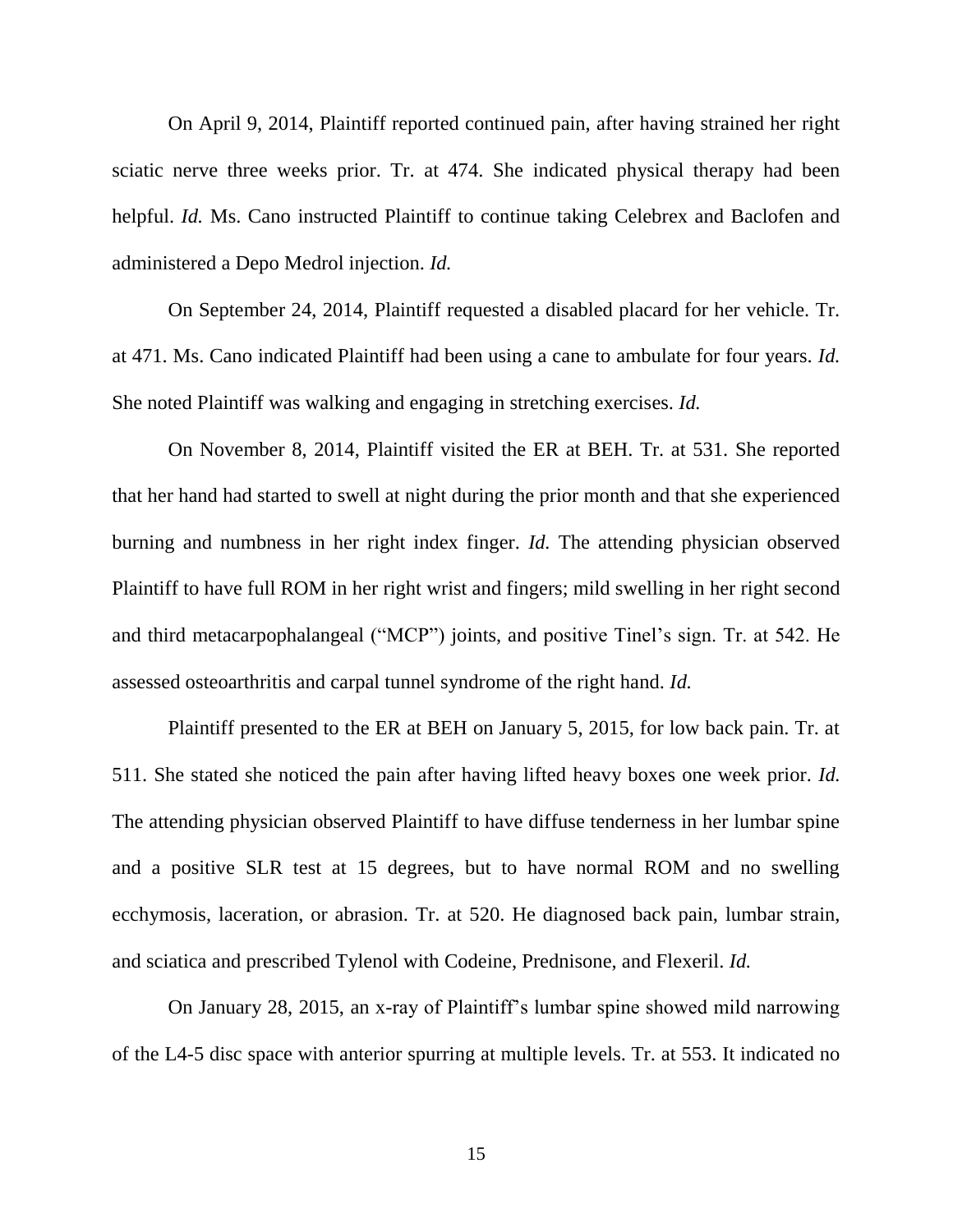On April 9, 2014, Plaintiff reported continued pain, after having strained her right sciatic nerve three weeks prior. Tr. at 474. She indicated physical therapy had been helpful. *Id.* Ms. Cano instructed Plaintiff to continue taking Celebrex and Baclofen and administered a Depo Medrol injection. *Id.*

On September 24, 2014, Plaintiff requested a disabled placard for her vehicle. Tr. at 471. Ms. Cano indicated Plaintiff had been using a cane to ambulate for four years. *Id.* She noted Plaintiff was walking and engaging in stretching exercises. *Id.*

On November 8, 2014, Plaintiff visited the ER at BEH. Tr. at 531. She reported that her hand had started to swell at night during the prior month and that she experienced burning and numbness in her right index finger. *Id.* The attending physician observed Plaintiff to have full ROM in her right wrist and fingers; mild swelling in her right second and third metacarpophalangeal ("MCP") joints, and positive Tinel's sign. Tr. at 542. He assessed osteoarthritis and carpal tunnel syndrome of the right hand. *Id.*

Plaintiff presented to the ER at BEH on January 5, 2015, for low back pain. Tr. at 511. She stated she noticed the pain after having lifted heavy boxes one week prior. *Id.* The attending physician observed Plaintiff to have diffuse tenderness in her lumbar spine and a positive SLR test at 15 degrees, but to have normal ROM and no swelling ecchymosis, laceration, or abrasion. Tr. at 520. He diagnosed back pain, lumbar strain, and sciatica and prescribed Tylenol with Codeine, Prednisone, and Flexeril. *Id.*

On January 28, 2015, an x-ray of Plaintiff's lumbar spine showed mild narrowing of the L4-5 disc space with anterior spurring at multiple levels. Tr. at 553. It indicated no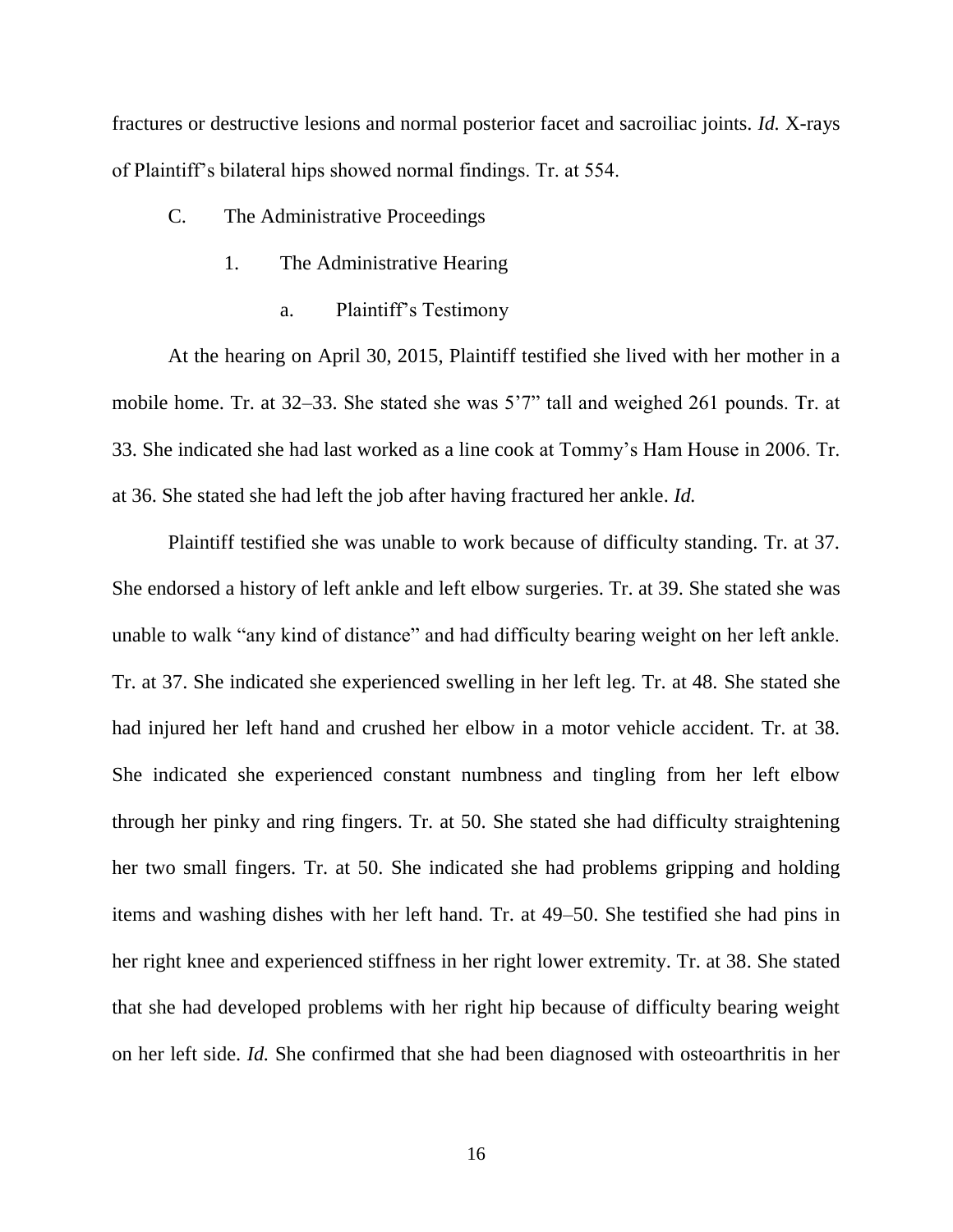fractures or destructive lesions and normal posterior facet and sacroiliac joints. *Id.* X-rays of Plaintiff's bilateral hips showed normal findings. Tr. at 554.

C. The Administrative Proceedings

1. The Administrative Hearing

a. Plaintiff's Testimony

At the hearing on April 30, 2015, Plaintiff testified she lived with her mother in a mobile home. Tr. at 32–33. She stated she was 5'7" tall and weighed 261 pounds. Tr. at 33. She indicated she had last worked as a line cook at Tommy's Ham House in 2006. Tr. at 36. She stated she had left the job after having fractured her ankle. *Id.*

Plaintiff testified she was unable to work because of difficulty standing. Tr. at 37. She endorsed a history of left ankle and left elbow surgeries. Tr. at 39. She stated she was unable to walk "any kind of distance" and had difficulty bearing weight on her left ankle. Tr. at 37. She indicated she experienced swelling in her left leg. Tr. at 48. She stated she had injured her left hand and crushed her elbow in a motor vehicle accident. Tr. at 38. She indicated she experienced constant numbness and tingling from her left elbow through her pinky and ring fingers. Tr. at 50. She stated she had difficulty straightening her two small fingers. Tr. at 50. She indicated she had problems gripping and holding items and washing dishes with her left hand. Tr. at 49–50. She testified she had pins in her right knee and experienced stiffness in her right lower extremity. Tr. at 38. She stated that she had developed problems with her right hip because of difficulty bearing weight on her left side. *Id.* She confirmed that she had been diagnosed with osteoarthritis in her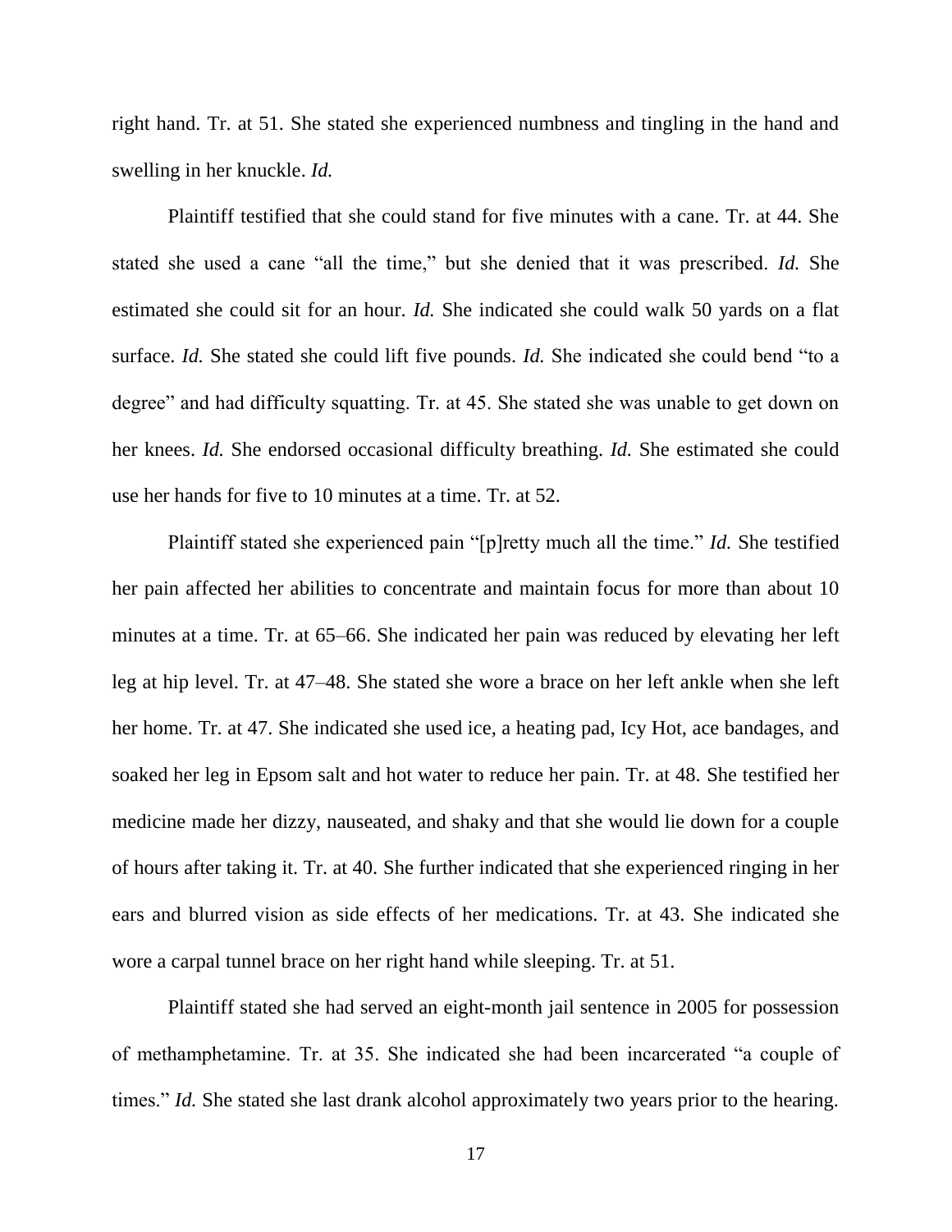right hand. Tr. at 51. She stated she experienced numbness and tingling in the hand and swelling in her knuckle. *Id.*

Plaintiff testified that she could stand for five minutes with a cane. Tr. at 44. She stated she used a cane "all the time," but she denied that it was prescribed. *Id.* She estimated she could sit for an hour. *Id.* She indicated she could walk 50 yards on a flat surface. *Id.* She stated she could lift five pounds. *Id.* She indicated she could bend "to a degree" and had difficulty squatting. Tr. at 45. She stated she was unable to get down on her knees. *Id.* She endorsed occasional difficulty breathing. *Id.* She estimated she could use her hands for five to 10 minutes at a time. Tr. at 52.

Plaintiff stated she experienced pain "[p]retty much all the time." *Id.* She testified her pain affected her abilities to concentrate and maintain focus for more than about 10 minutes at a time. Tr. at 65–66. She indicated her pain was reduced by elevating her left leg at hip level. Tr. at 47–48. She stated she wore a brace on her left ankle when she left her home. Tr. at 47. She indicated she used ice, a heating pad, Icy Hot, ace bandages, and soaked her leg in Epsom salt and hot water to reduce her pain. Tr. at 48. She testified her medicine made her dizzy, nauseated, and shaky and that she would lie down for a couple of hours after taking it. Tr. at 40. She further indicated that she experienced ringing in her ears and blurred vision as side effects of her medications. Tr. at 43. She indicated she wore a carpal tunnel brace on her right hand while sleeping. Tr. at 51.

Plaintiff stated she had served an eight-month jail sentence in 2005 for possession of methamphetamine. Tr. at 35. She indicated she had been incarcerated "a couple of times." *Id.* She stated she last drank alcohol approximately two years prior to the hearing.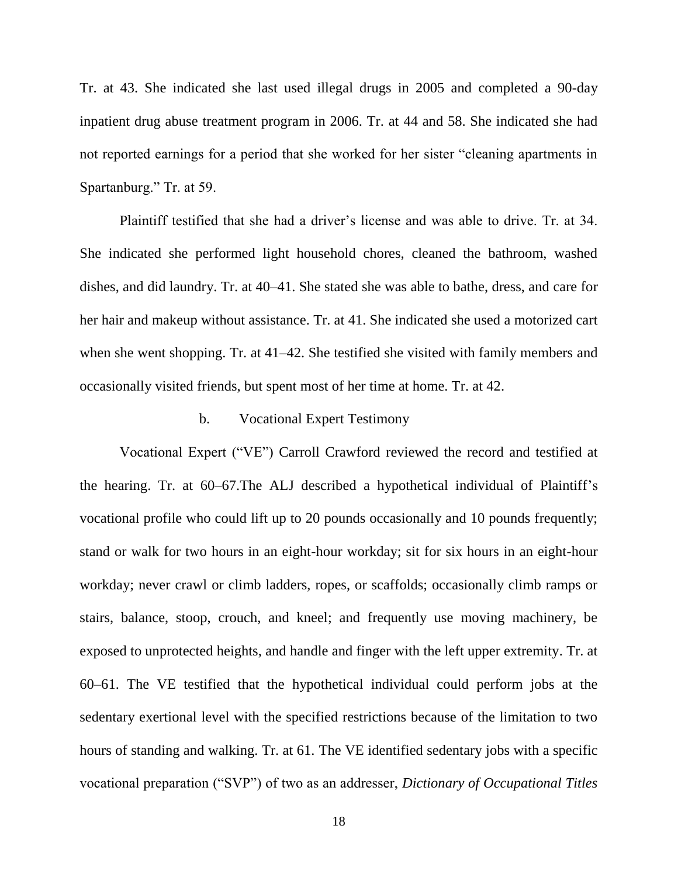Tr. at 43. She indicated she last used illegal drugs in 2005 and completed a 90-day inpatient drug abuse treatment program in 2006. Tr. at 44 and 58. She indicated she had not reported earnings for a period that she worked for her sister "cleaning apartments in Spartanburg." Tr. at 59.

Plaintiff testified that she had a driver's license and was able to drive. Tr. at 34. She indicated she performed light household chores, cleaned the bathroom, washed dishes, and did laundry. Tr. at 40–41. She stated she was able to bathe, dress, and care for her hair and makeup without assistance. Tr. at 41. She indicated she used a motorized cart when she went shopping. Tr. at 41–42. She testified she visited with family members and occasionally visited friends, but spent most of her time at home. Tr. at 42.

b. Vocational Expert Testimony

Vocational Expert ("VE") Carroll Crawford reviewed the record and testified at the hearing. Tr. at 60–67.The ALJ described a hypothetical individual of Plaintiff's vocational profile who could lift up to 20 pounds occasionally and 10 pounds frequently; stand or walk for two hours in an eight-hour workday; sit for six hours in an eight-hour workday; never crawl or climb ladders, ropes, or scaffolds; occasionally climb ramps or stairs, balance, stoop, crouch, and kneel; and frequently use moving machinery, be exposed to unprotected heights, and handle and finger with the left upper extremity. Tr. at 60–61. The VE testified that the hypothetical individual could perform jobs at the sedentary exertional level with the specified restrictions because of the limitation to two hours of standing and walking. Tr. at 61. The VE identified sedentary jobs with a specific vocational preparation ("SVP") of two as an addresser, *Dictionary of Occupational Titles*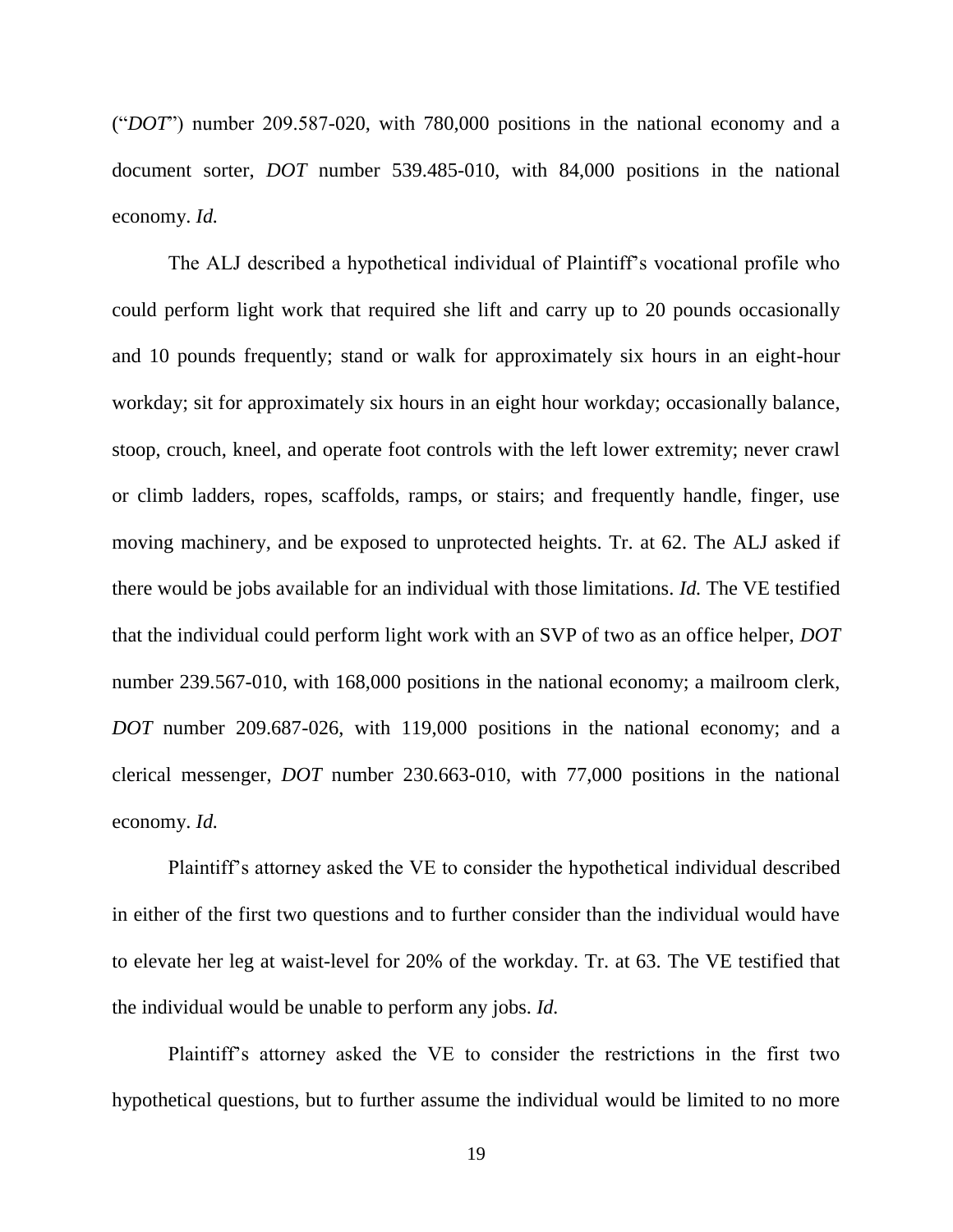("*DOT*") number 209.587-020, with 780,000 positions in the national economy and a document sorter, *DOT* number 539.485-010, with 84,000 positions in the national economy. *Id.*

The ALJ described a hypothetical individual of Plaintiff's vocational profile who could perform light work that required she lift and carry up to 20 pounds occasionally and 10 pounds frequently; stand or walk for approximately six hours in an eight-hour workday; sit for approximately six hours in an eight hour workday; occasionally balance, stoop, crouch, kneel, and operate foot controls with the left lower extremity; never crawl or climb ladders, ropes, scaffolds, ramps, or stairs; and frequently handle, finger, use moving machinery, and be exposed to unprotected heights. Tr. at 62. The ALJ asked if there would be jobs available for an individual with those limitations. *Id.* The VE testified that the individual could perform light work with an SVP of two as an office helper, *DOT* number 239.567-010, with 168,000 positions in the national economy; a mailroom clerk, *DOT* number 209.687-026, with 119,000 positions in the national economy; and a clerical messenger, *DOT* number 230.663-010, with 77,000 positions in the national economy. *Id.*

Plaintiff's attorney asked the VE to consider the hypothetical individual described in either of the first two questions and to further consider than the individual would have to elevate her leg at waist-level for 20% of the workday. Tr. at 63. The VE testified that the individual would be unable to perform any jobs. *Id.*

Plaintiff's attorney asked the VE to consider the restrictions in the first two hypothetical questions, but to further assume the individual would be limited to no more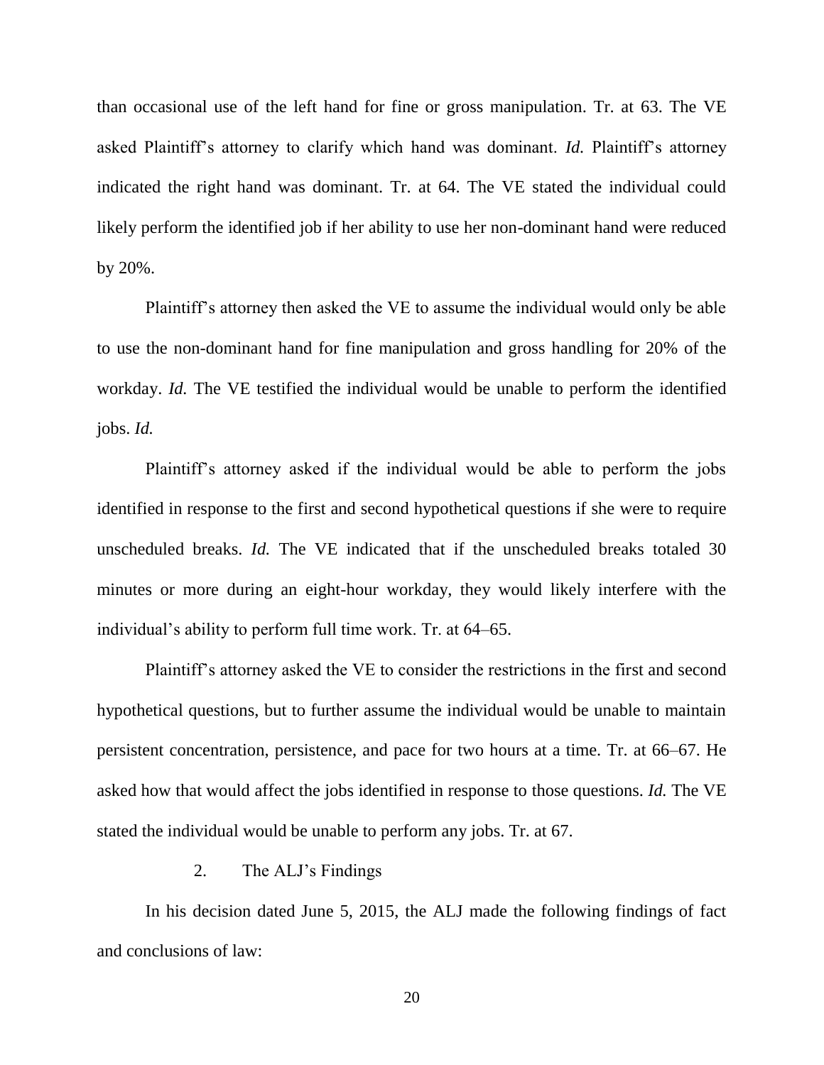than occasional use of the left hand for fine or gross manipulation. Tr. at 63. The VE asked Plaintiff's attorney to clarify which hand was dominant. *Id.* Plaintiff's attorney indicated the right hand was dominant. Tr. at 64. The VE stated the individual could likely perform the identified job if her ability to use her non-dominant hand were reduced by 20%.

Plaintiff's attorney then asked the VE to assume the individual would only be able to use the non-dominant hand for fine manipulation and gross handling for 20% of the workday. *Id.* The VE testified the individual would be unable to perform the identified jobs. *Id.*

Plaintiff's attorney asked if the individual would be able to perform the jobs identified in response to the first and second hypothetical questions if she were to require unscheduled breaks. *Id.* The VE indicated that if the unscheduled breaks totaled 30 minutes or more during an eight-hour workday, they would likely interfere with the individual's ability to perform full time work. Tr. at 64–65.

Plaintiff's attorney asked the VE to consider the restrictions in the first and second hypothetical questions, but to further assume the individual would be unable to maintain persistent concentration, persistence, and pace for two hours at a time. Tr. at 66–67. He asked how that would affect the jobs identified in response to those questions. *Id.* The VE stated the individual would be unable to perform any jobs. Tr. at 67.

### 2. The ALJ's Findings

In his decision dated June 5, 2015, the ALJ made the following findings of fact and conclusions of law: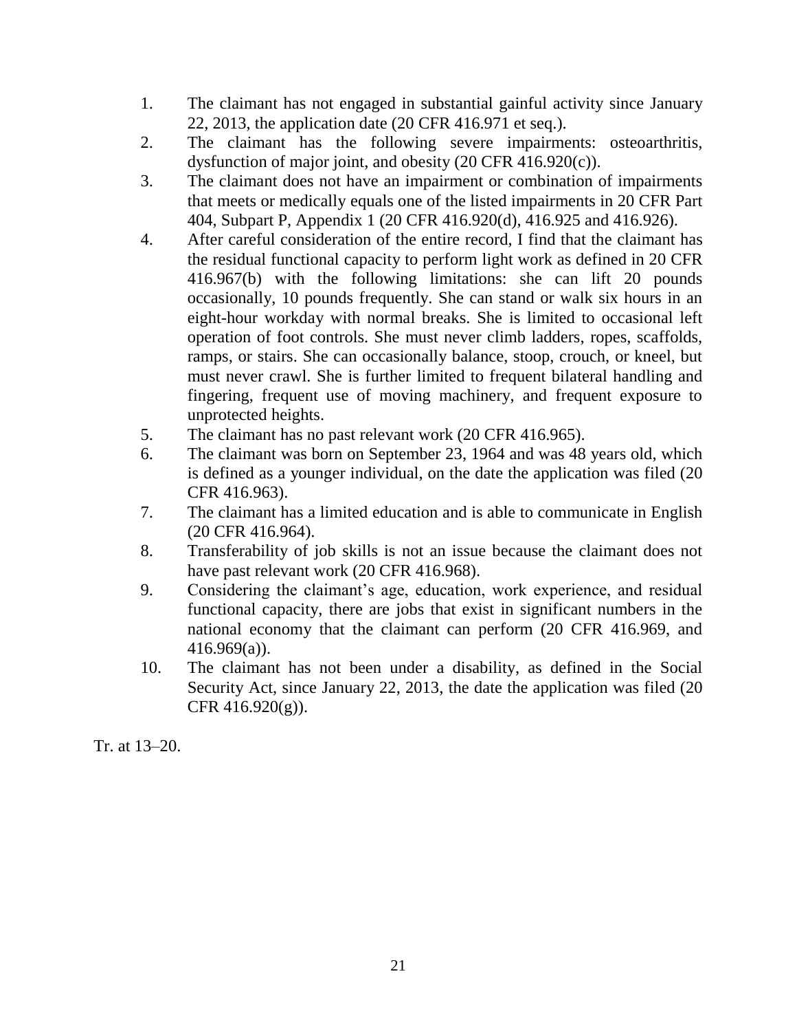1. The claimant has not engaged in substantial gainful activity since January 22, 2013, the application date (20 CFR 416.971 et seq.).
2. The claimant has the following severe impairments: osteoarthritis, dysfunction of major joint, and obesity (20 CFR 416.920(c)).
3. The claimant does not have an impairment or combination of impairments that meets or medically equals one of the listed impairments in 20 CFR Part 404, Subpart P, Appendix 1 (20 CFR 416.920(d), 416.925 and 416.926).
4. After careful consideration of the entire record, I find that the claimant has the residual functional capacity to perform light work as defined in 20 CFR 416.967(b) with the following limitations: she can lift 20 pounds occasionally, 10 pounds frequently. She can stand or walk six hours in an eight-hour workday with normal breaks. She is limited to occasional left operation of foot controls. She must never climb ladders, ropes, scaffolds, ramps, or stairs. She can occasionally balance, stoop, crouch, or kneel, but must never crawl. She is further limited to frequent bilateral handling and fingering, frequent use of moving machinery, and frequent exposure to unprotected heights.
5. The claimant has no past relevant work (20 CFR 416.965).
6. The claimant was born on September 23, 1964 and was 48 years old, which is defined as a younger individual, on the date the application was filed (20 CFR 416.963).
7. The claimant has a limited education and is able to communicate in English (20 CFR 416.964).
8. Transferability of job skills is not an issue because the claimant does not have past relevant work (20 CFR 416.968).
9. Considering the claimant's age, education, work experience, and residual functional capacity, there are jobs that exist in significant numbers in the national economy that the claimant can perform (20 CFR 416.969, and 416.969(a)).
10. The claimant has not been under a disability, as defined in the Social Security Act, since January 22, 2013, the date the application was filed (20 CFR 416.920(g)).

Tr. at 13–20.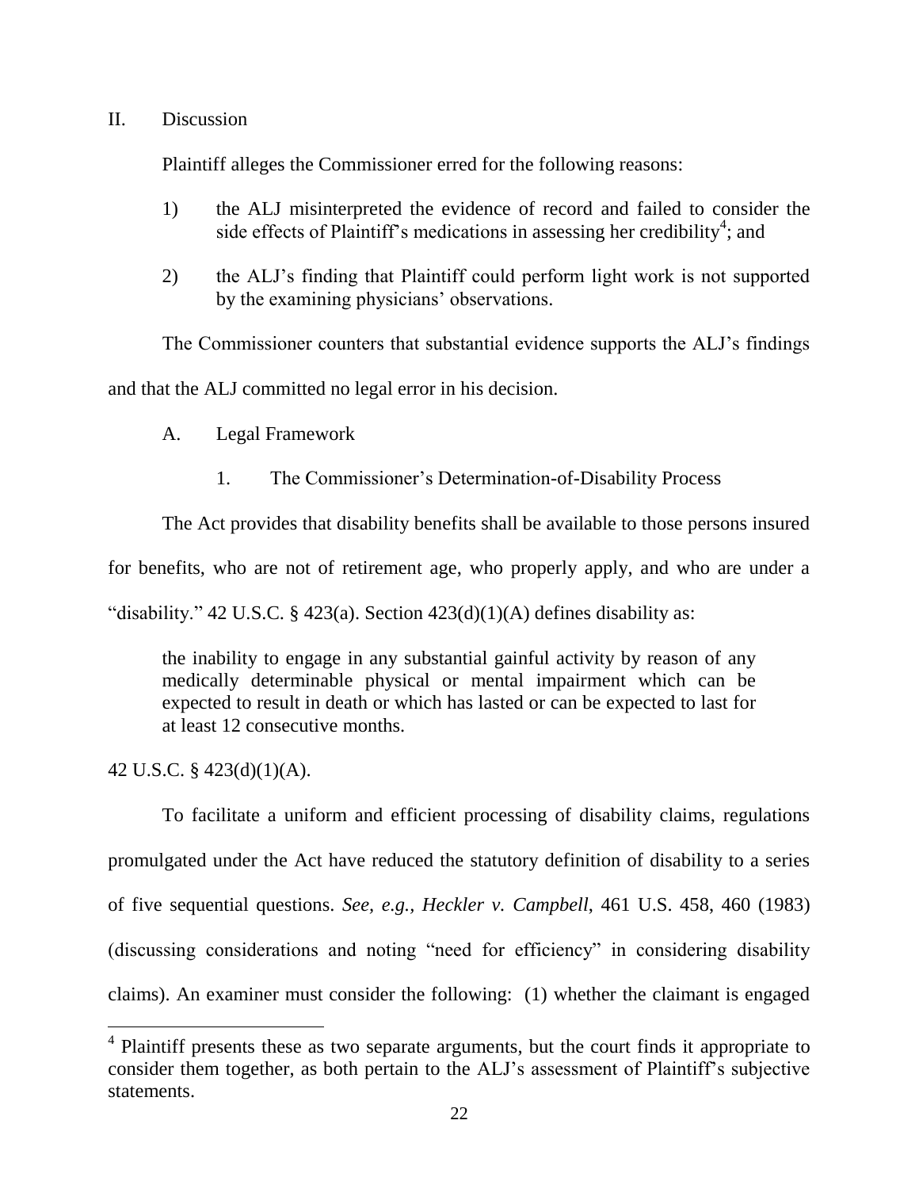## II. Discussion

Plaintiff alleges the Commissioner erred for the following reasons:

1) the ALJ misinterpreted the evidence of record and failed to consider the side effects of Plaintiff's medications in assessing her credibility[4]; and

2) the ALJ's finding that Plaintiff could perform light work is not supported by the examining physicians' observations.

The Commissioner counters that substantial evidence supports the ALJ's findings and that the ALJ committed no legal error in his decision.

### A. Legal Framework

#### 1. The Commissioner's Determination-of-Disability Process

The Act provides that disability benefits shall be available to those persons insured for benefits, who are not of retirement age, who properly apply, and who are under a "disability." 42 U.S.C. § 423(a). Section 423(d)(1)(A) defines disability as:

> the inability to engage in any substantial gainful activity by reason of any medically determinable physical or mental impairment which can be expected to result in death or which has lasted or can be expected to last for at least 12 consecutive months.

42 U.S.C. § 423(d)(1)(A).

To facilitate a uniform and efficient processing of disability claims, regulations promulgated under the Act have reduced the statutory definition of disability to a series of five sequential questions. *See, e.g., Heckler v. Campbell*, 461 U.S. 458, 460 (1983) (discussing considerations and noting "need for efficiency" in considering disability claims). An examiner must consider the following: (1) whether the claimant is engaged

[4] Plaintiff presents these as two separate arguments, but the court finds it appropriate to consider them together, as both pertain to the ALJ's assessment of Plaintiff's subjective statements.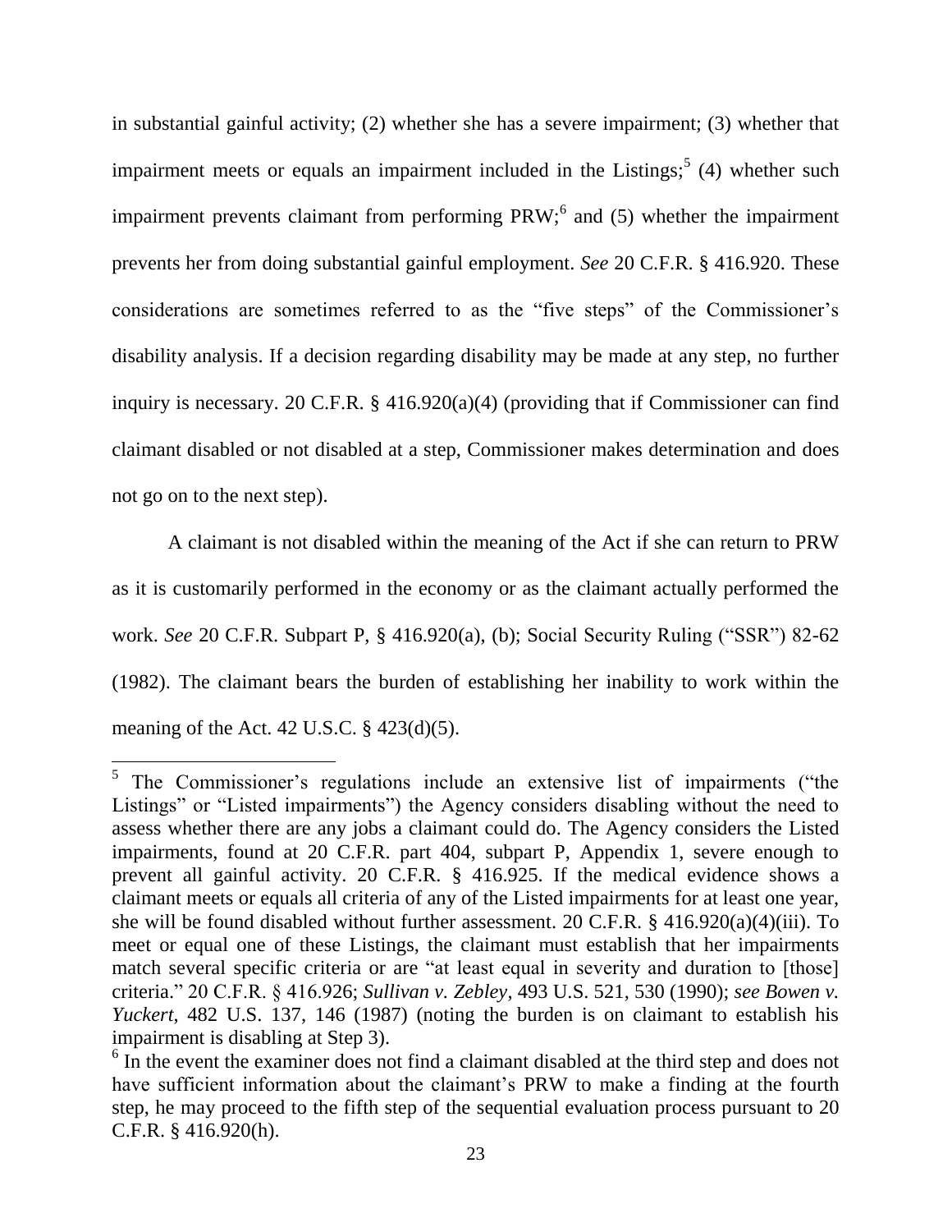in substantial gainful activity; (2) whether she has a severe impairment; (3) whether that impairment meets or equals an impairment included in the Listings;[5] (4) whether such impairment prevents claimant from performing PRW;[6] and (5) whether the impairment prevents her from doing substantial gainful employment. *See* 20 C.F.R. § 416.920. These considerations are sometimes referred to as the "five steps" of the Commissioner's disability analysis. If a decision regarding disability may be made at any step, no further inquiry is necessary. 20 C.F.R. § 416.920(a)(4) (providing that if Commissioner can find claimant disabled or not disabled at a step, Commissioner makes determination and does not go on to the next step).

A claimant is not disabled within the meaning of the Act if she can return to PRW as it is customarily performed in the economy or as the claimant actually performed the work. *See* 20 C.F.R. Subpart P, § 416.920(a), (b); Social Security Ruling ("SSR") 82-62 (1982). The claimant bears the burden of establishing her inability to work within the meaning of the Act. 42 U.S.C. § 423(d)(5).

---

[5] The Commissioner's regulations include an extensive list of impairments ("the Listings" or "Listed impairments") the Agency considers disabling without the need to assess whether there are any jobs a claimant could do. The Agency considers the Listed impairments, found at 20 C.F.R. part 404, subpart P, Appendix 1, severe enough to prevent all gainful activity. 20 C.F.R. § 416.925. If the medical evidence shows a claimant meets or equals all criteria of any of the Listed impairments for at least one year, she will be found disabled without further assessment. 20 C.F.R. § 416.920(a)(4)(iii). To meet or equal one of these Listings, the claimant must establish that her impairments match several specific criteria or are "at least equal in severity and duration to [those] criteria." 20 C.F.R. § 416.926; *Sullivan v. Zebley*, 493 U.S. 521, 530 (1990); *see Bowen v. Yuckert*, 482 U.S. 137, 146 (1987) (noting the burden is on claimant to establish his impairment is disabling at Step 3).

[6] In the event the examiner does not find a claimant disabled at the third step and does not have sufficient information about the claimant's PRW to make a finding at the fourth step, he may proceed to the fifth step of the sequential evaluation process pursuant to 20 C.F.R. § 416.920(h).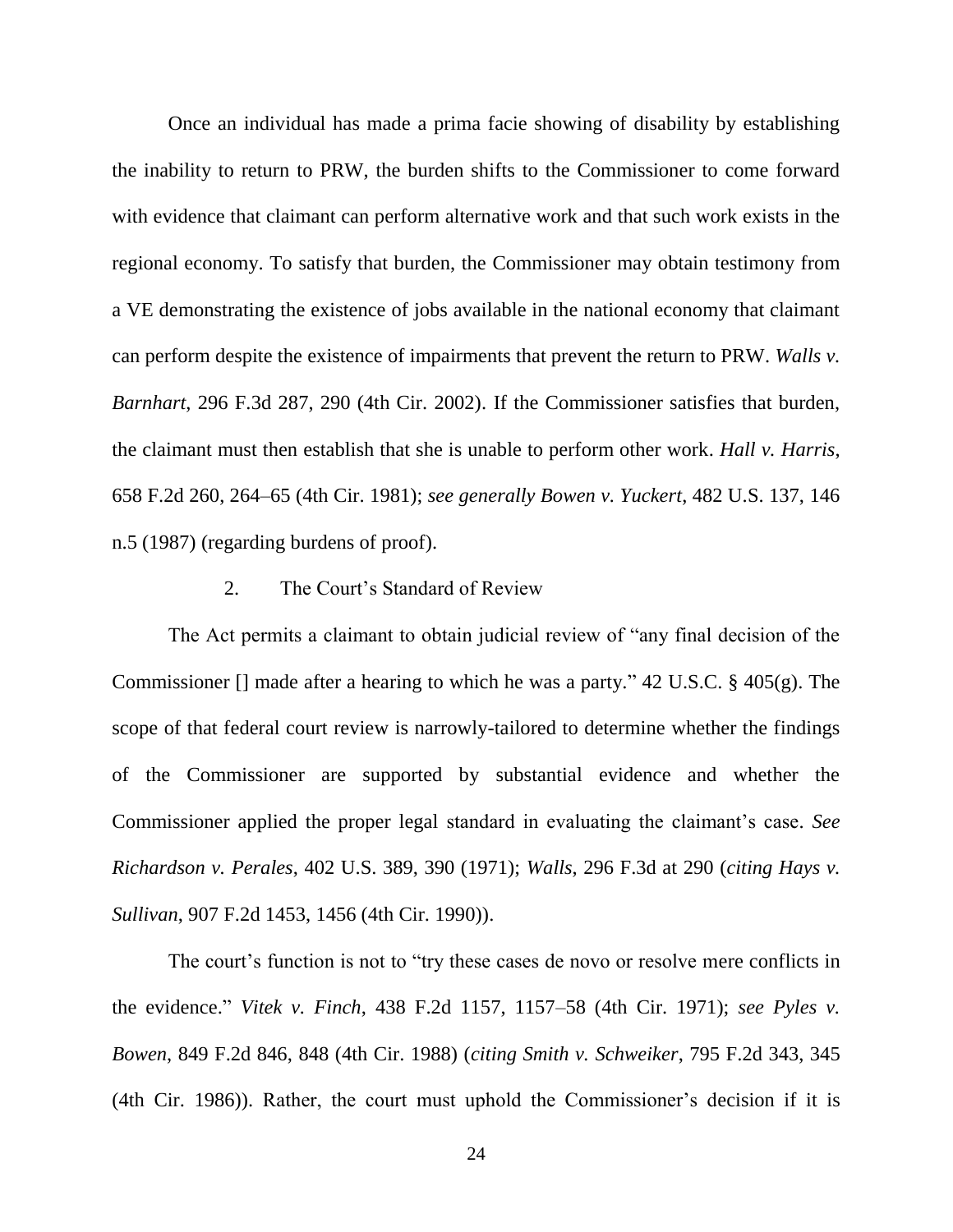Once an individual has made a prima facie showing of disability by establishing the inability to return to PRW, the burden shifts to the Commissioner to come forward with evidence that claimant can perform alternative work and that such work exists in the regional economy. To satisfy that burden, the Commissioner may obtain testimony from a VE demonstrating the existence of jobs available in the national economy that claimant can perform despite the existence of impairments that prevent the return to PRW. *Walls v. Barnhart*, 296 F.3d 287, 290 (4th Cir. 2002). If the Commissioner satisfies that burden, the claimant must then establish that she is unable to perform other work. *Hall v. Harris*, 658 F.2d 260, 264–65 (4th Cir. 1981); *see generally Bowen v. Yuckert*, 482 U.S. 137, 146 n.5 (1987) (regarding burdens of proof).

2. The Court's Standard of Review

The Act permits a claimant to obtain judicial review of "any final decision of the Commissioner [] made after a hearing to which he was a party." 42 U.S.C. § 405(g). The scope of that federal court review is narrowly-tailored to determine whether the findings of the Commissioner are supported by substantial evidence and whether the Commissioner applied the proper legal standard in evaluating the claimant's case. *See Richardson v. Perales*, 402 U.S. 389, 390 (1971); *Walls*, 296 F.3d at 290 (*citing Hays v. Sullivan*, 907 F.2d 1453, 1456 (4th Cir. 1990)).

The court's function is not to "try these cases de novo or resolve mere conflicts in the evidence." *Vitek v. Finch*, 438 F.2d 1157, 1157–58 (4th Cir. 1971); *see Pyles v. Bowen*, 849 F.2d 846, 848 (4th Cir. 1988) (*citing Smith v. Schweiker*, 795 F.2d 343, 345 (4th Cir. 1986)). Rather, the court must uphold the Commissioner's decision if it is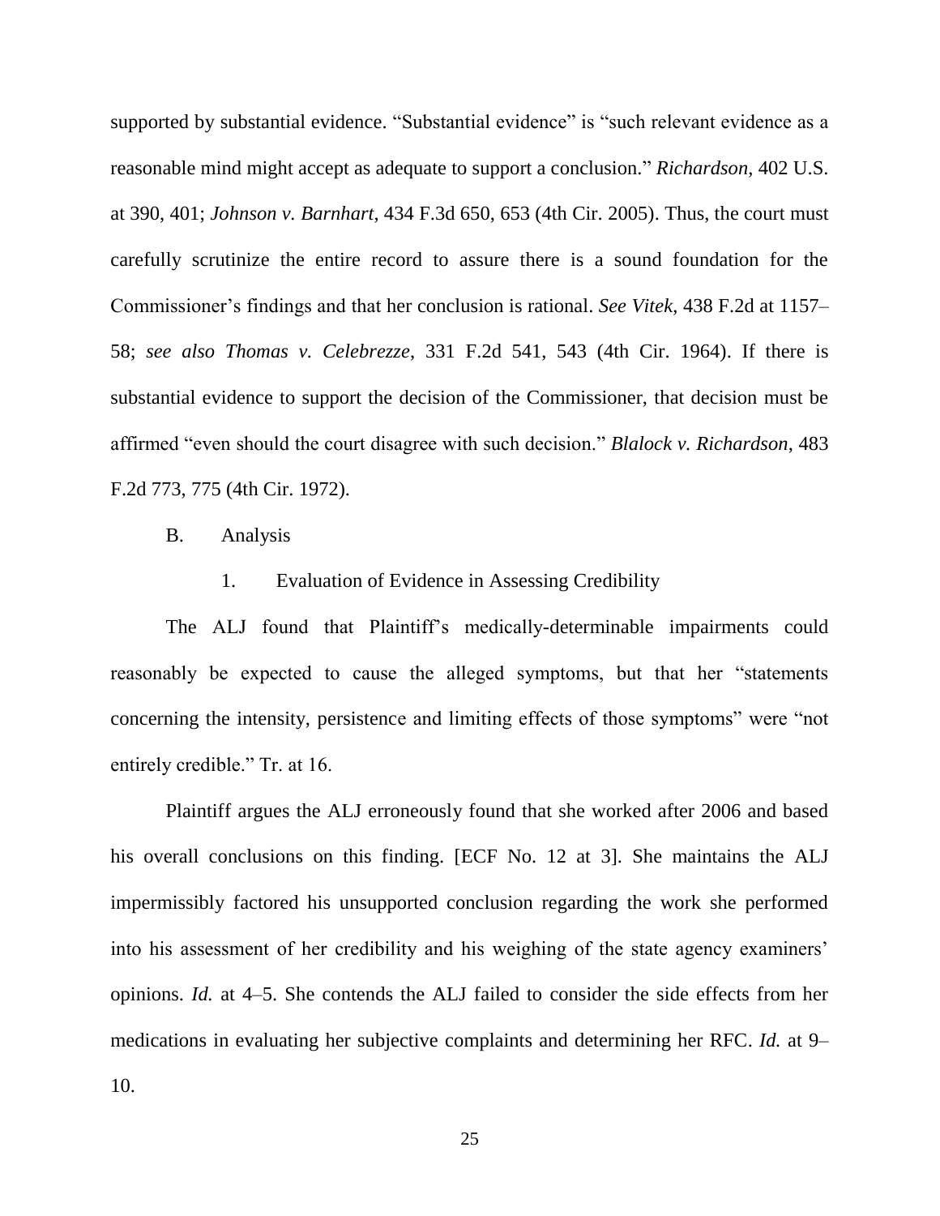supported by substantial evidence. "Substantial evidence" is "such relevant evidence as a reasonable mind might accept as adequate to support a conclusion." *Richardson*, 402 U.S. at 390, 401; *Johnson v. Barnhart*, 434 F.3d 650, 653 (4th Cir. 2005). Thus, the court must carefully scrutinize the entire record to assure there is a sound foundation for the Commissioner's findings and that her conclusion is rational. *See Vitek*, 438 F.2d at 1157–58; *see also Thomas v. Celebrezze*, 331 F.2d 541, 543 (4th Cir. 1964). If there is substantial evidence to support the decision of the Commissioner, that decision must be affirmed "even should the court disagree with such decision." *Blalock v. Richardson*, 483 F.2d 773, 775 (4th Cir. 1972).

## B. Analysis

### 1. Evaluation of Evidence in Assessing Credibility

The ALJ found that Plaintiff's medically-determinable impairments could reasonably be expected to cause the alleged symptoms, but that her "statements concerning the intensity, persistence and limiting effects of those symptoms" were "not entirely credible." Tr. at 16.

Plaintiff argues the ALJ erroneously found that she worked after 2006 and based his overall conclusions on this finding. [ECF No. 12 at 3]. She maintains the ALJ impermissibly factored his unsupported conclusion regarding the work she performed into his assessment of her credibility and his weighing of the state agency examiners' opinions. *Id.* at 4–5. She contends the ALJ failed to consider the side effects from her medications in evaluating her subjective complaints and determining her RFC. *Id.* at 9–10.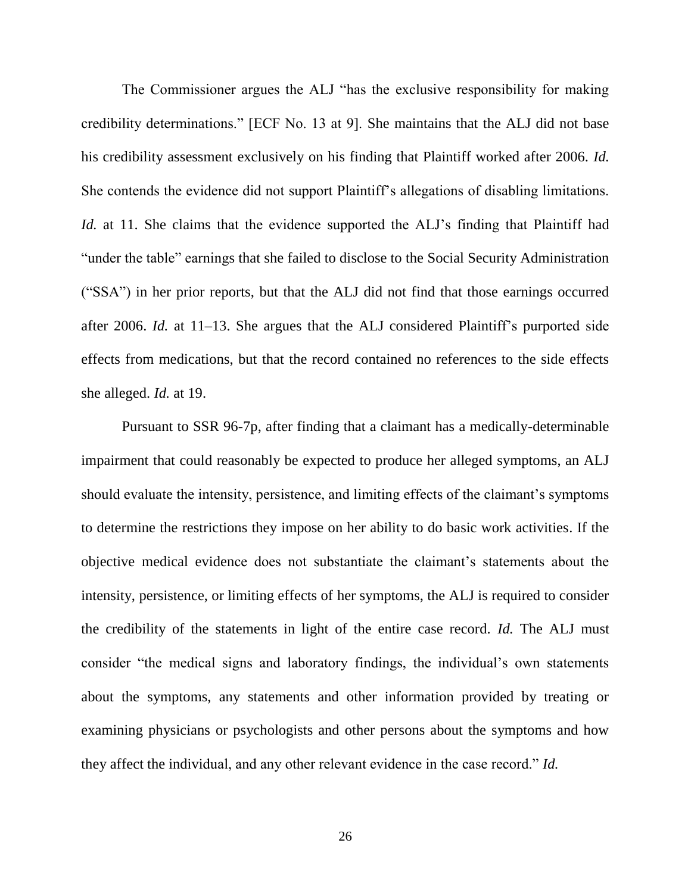The Commissioner argues the ALJ "has the exclusive responsibility for making credibility determinations." [ECF No. 13 at 9]. She maintains that the ALJ did not base his credibility assessment exclusively on his finding that Plaintiff worked after 2006. *Id.* She contends the evidence did not support Plaintiff's allegations of disabling limitations. *Id.* at 11. She claims that the evidence supported the ALJ's finding that Plaintiff had "under the table" earnings that she failed to disclose to the Social Security Administration ("SSA") in her prior reports, but that the ALJ did not find that those earnings occurred after 2006. *Id.* at 11–13. She argues that the ALJ considered Plaintiff's purported side effects from medications, but that the record contained no references to the side effects she alleged. *Id.* at 19.

Pursuant to SSR 96-7p, after finding that a claimant has a medically-determinable impairment that could reasonably be expected to produce her alleged symptoms, an ALJ should evaluate the intensity, persistence, and limiting effects of the claimant's symptoms to determine the restrictions they impose on her ability to do basic work activities. If the objective medical evidence does not substantiate the claimant's statements about the intensity, persistence, or limiting effects of her symptoms, the ALJ is required to consider the credibility of the statements in light of the entire case record. *Id.* The ALJ must consider "the medical signs and laboratory findings, the individual's own statements about the symptoms, any statements and other information provided by treating or examining physicians or psychologists and other persons about the symptoms and how they affect the individual, and any other relevant evidence in the case record." *Id.*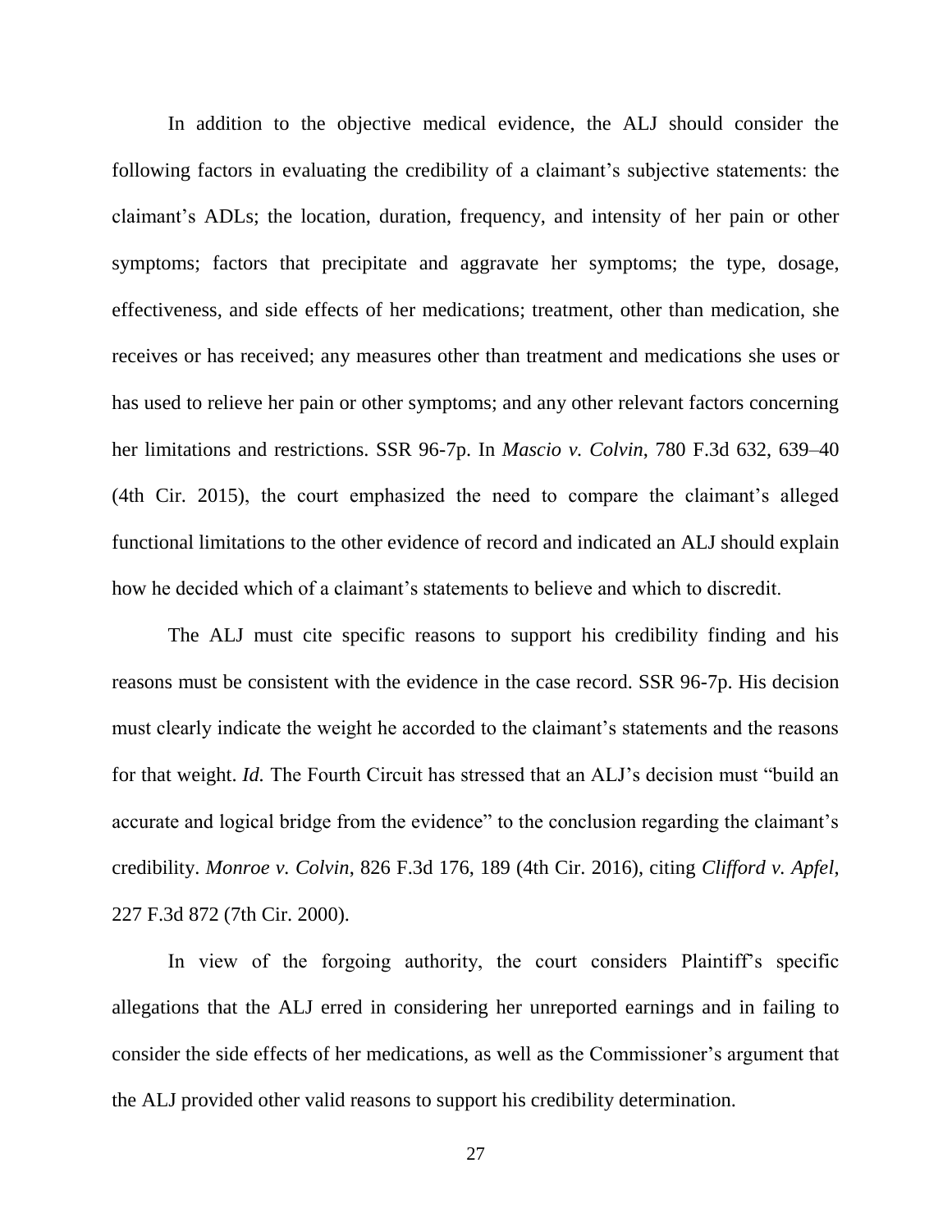In addition to the objective medical evidence, the ALJ should consider the following factors in evaluating the credibility of a claimant's subjective statements: the claimant's ADLs; the location, duration, frequency, and intensity of her pain or other symptoms; factors that precipitate and aggravate her symptoms; the type, dosage, effectiveness, and side effects of her medications; treatment, other than medication, she receives or has received; any measures other than treatment and medications she uses or has used to relieve her pain or other symptoms; and any other relevant factors concerning her limitations and restrictions. SSR 96-7p. In *Mascio v. Colvin*, 780 F.3d 632, 639–40 (4th Cir. 2015), the court emphasized the need to compare the claimant's alleged functional limitations to the other evidence of record and indicated an ALJ should explain how he decided which of a claimant's statements to believe and which to discredit.

The ALJ must cite specific reasons to support his credibility finding and his reasons must be consistent with the evidence in the case record. SSR 96-7p. His decision must clearly indicate the weight he accorded to the claimant's statements and the reasons for that weight. *Id.* The Fourth Circuit has stressed that an ALJ's decision must "build an accurate and logical bridge from the evidence" to the conclusion regarding the claimant's credibility. *Monroe v. Colvin*, 826 F.3d 176, 189 (4th Cir. 2016), citing *Clifford v. Apfel*, 227 F.3d 872 (7th Cir. 2000).

In view of the forgoing authority, the court considers Plaintiff's specific allegations that the ALJ erred in considering her unreported earnings and in failing to consider the side effects of her medications, as well as the Commissioner's argument that the ALJ provided other valid reasons to support his credibility determination.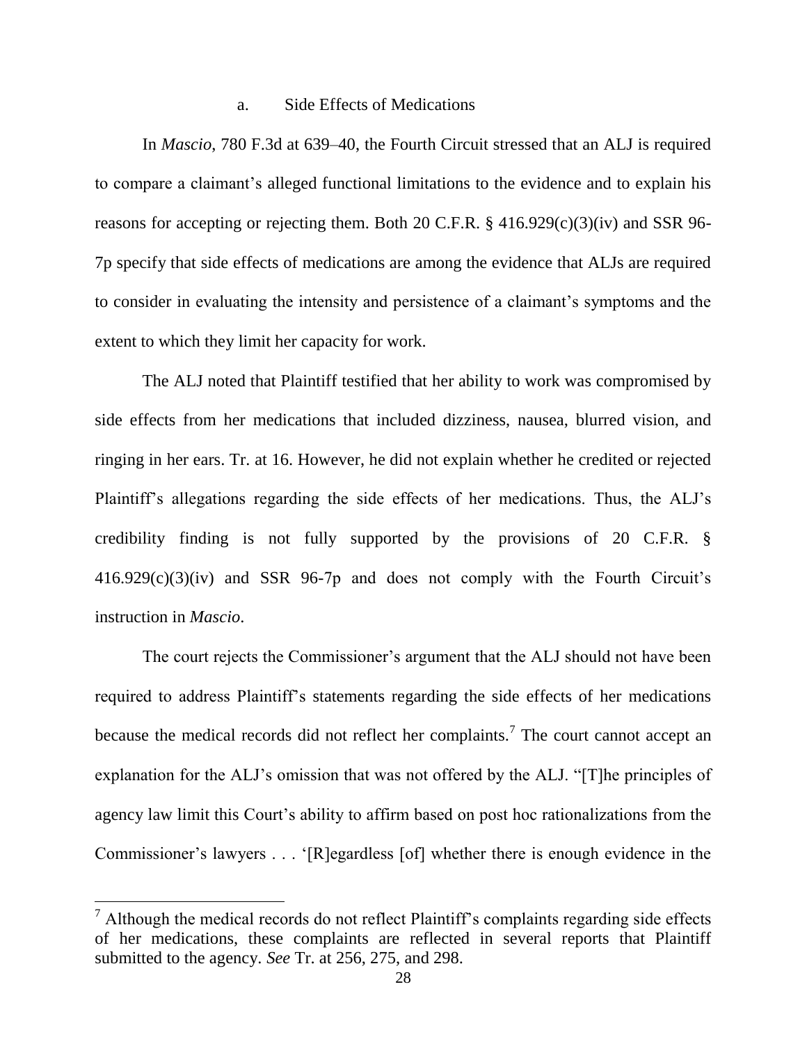#### a. Side Effects of Medications

In *Mascio*, 780 F.3d at 639–40, the Fourth Circuit stressed that an ALJ is required to compare a claimant's alleged functional limitations to the evidence and to explain his reasons for accepting or rejecting them. Both 20 C.F.R. § 416.929(c)(3)(iv) and SSR 96-7p specify that side effects of medications are among the evidence that ALJs are required to consider in evaluating the intensity and persistence of a claimant's symptoms and the extent to which they limit her capacity for work.

The ALJ noted that Plaintiff testified that her ability to work was compromised by side effects from her medications that included dizziness, nausea, blurred vision, and ringing in her ears. Tr. at 16. However, he did not explain whether he credited or rejected Plaintiff's allegations regarding the side effects of her medications. Thus, the ALJ's credibility finding is not fully supported by the provisions of 20 C.F.R. § 416.929(c)(3)(iv) and SSR 96-7p and does not comply with the Fourth Circuit's instruction in *Mascio*.

The court rejects the Commissioner's argument that the ALJ should not have been required to address Plaintiff's statements regarding the side effects of her medications because the medical records did not reflect her complaints.[7] The court cannot accept an explanation for the ALJ's omission that was not offered by the ALJ. "[T]he principles of agency law limit this Court's ability to affirm based on post hoc rationalizations from the Commissioner's lawyers . . . '[R]egardless [of] whether there is enough evidence in the

---

[7] Although the medical records do not reflect Plaintiff's complaints regarding side effects of her medications, these complaints are reflected in several reports that Plaintiff submitted to the agency. *See* Tr. at 256, 275, and 298.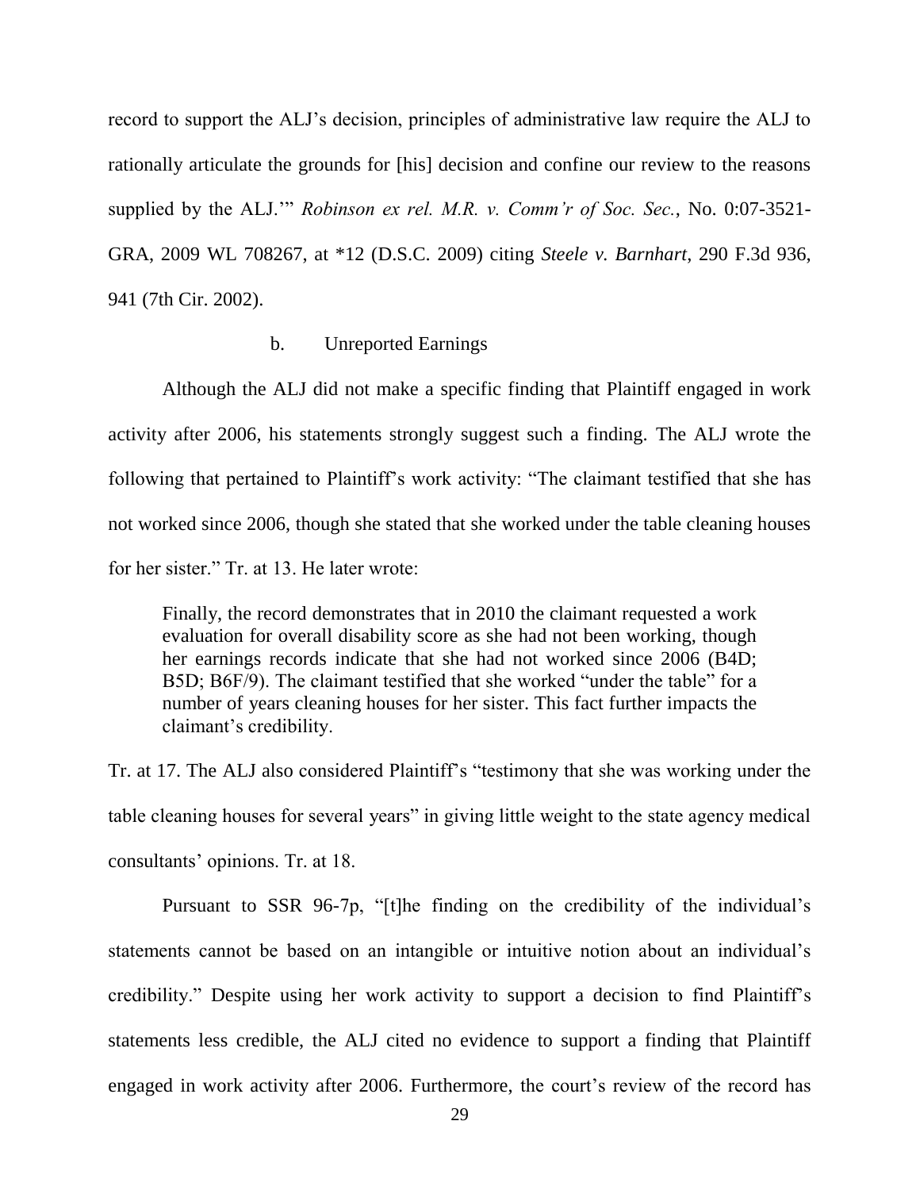record to support the ALJ's decision, principles of administrative law require the ALJ to rationally articulate the grounds for [his] decision and confine our review to the reasons supplied by the ALJ.'" *Robinson ex rel. M.R. v. Comm'r of Soc. Sec.*, No. 0:07-3521-GRA, 2009 WL 708267, at *12 (D.S.C. 2009) citing *Steele v. Barnhart*, 290 F.3d 936, 941 (7th Cir. 2002).

b. Unreported Earnings

Although the ALJ did not make a specific finding that Plaintiff engaged in work activity after 2006, his statements strongly suggest such a finding. The ALJ wrote the following that pertained to Plaintiff's work activity: "The claimant testified that she has not worked since 2006, though she stated that she worked under the table cleaning houses for her sister." Tr. at 13. He later wrote:

> Finally, the record demonstrates that in 2010 the claimant requested a work evaluation for overall disability score as she had not been working, though her earnings records indicate that she had not worked since 2006 (B4D; B5D; B6F/9). The claimant testified that she worked "under the table" for a number of years cleaning houses for her sister. This fact further impacts the claimant's credibility.

Tr. at 17. The ALJ also considered Plaintiff's "testimony that she was working under the table cleaning houses for several years" in giving little weight to the state agency medical consultants' opinions. Tr. at 18.

Pursuant to SSR 96-7p, "[t]he finding on the credibility of the individual's statements cannot be based on an intangible or intuitive notion about an individual's credibility." Despite using her work activity to support a decision to find Plaintiff's statements less credible, the ALJ cited no evidence to support a finding that Plaintiff engaged in work activity after 2006. Furthermore, the court's review of the record has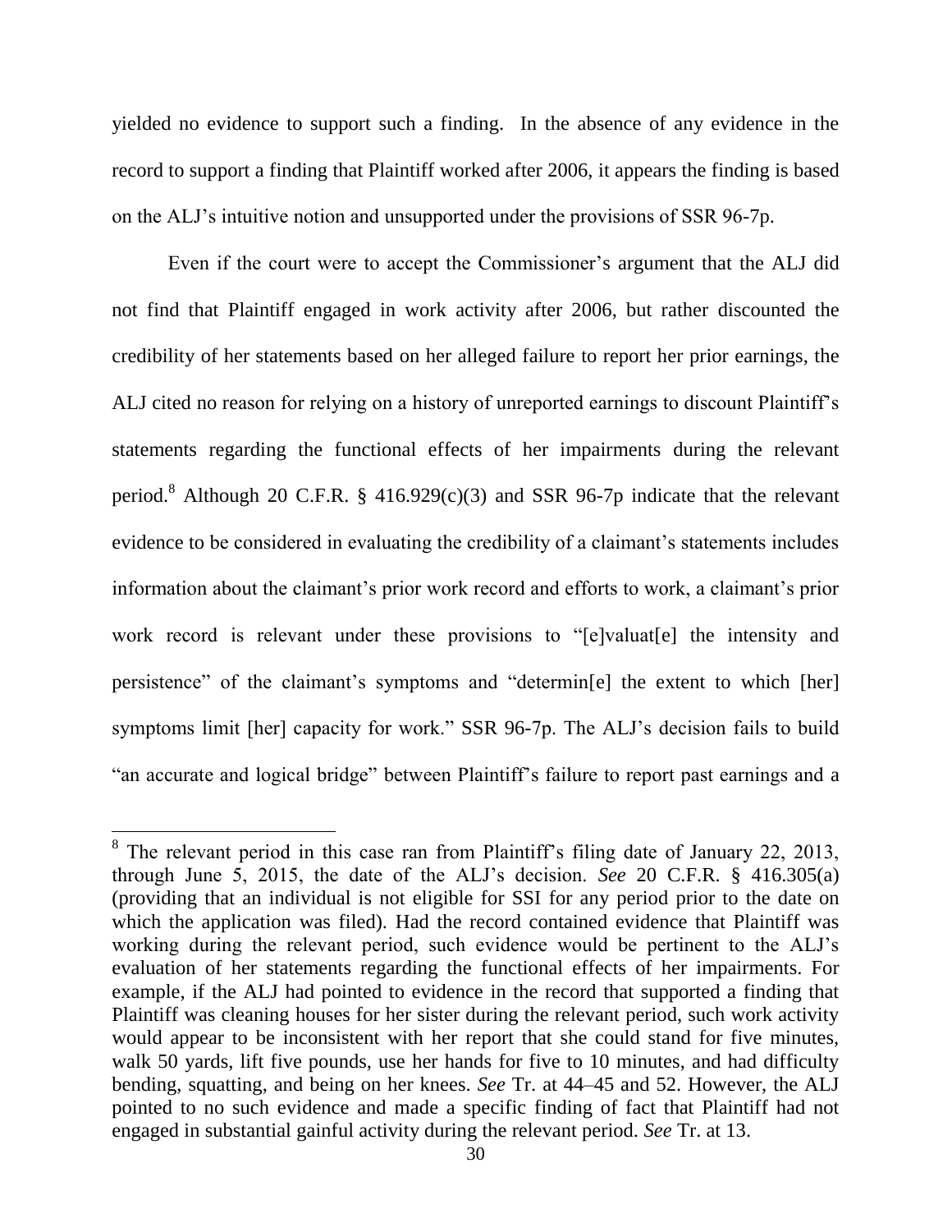yielded no evidence to support such a finding. In the absence of any evidence in the record to support a finding that Plaintiff worked after 2006, it appears the finding is based on the ALJ's intuitive notion and unsupported under the provisions of SSR 96-7p.

Even if the court were to accept the Commissioner's argument that the ALJ did not find that Plaintiff engaged in work activity after 2006, but rather discounted the credibility of her statements based on her alleged failure to report her prior earnings, the ALJ cited no reason for relying on a history of unreported earnings to discount Plaintiff's statements regarding the functional effects of her impairments during the relevant period.[8] Although 20 C.F.R. § 416.929(c)(3) and SSR 96-7p indicate that the relevant evidence to be considered in evaluating the credibility of a claimant's statements includes information about the claimant's prior work record and efforts to work, a claimant's prior work record is relevant under these provisions to "[e]valuat[e] the intensity and persistence" of the claimant's symptoms and "determin[e] the extent to which [her] symptoms limit [her] capacity for work." SSR 96-7p. The ALJ's decision fails to build "an accurate and logical bridge" between Plaintiff's failure to report past earnings and a

---

[8] The relevant period in this case ran from Plaintiff's filing date of January 22, 2013, through June 5, 2015, the date of the ALJ's decision. *See* 20 C.F.R. § 416.305(a) (providing that an individual is not eligible for SSI for any period prior to the date on which the application was filed). Had the record contained evidence that Plaintiff was working during the relevant period, such evidence would be pertinent to the ALJ's evaluation of her statements regarding the functional effects of her impairments. For example, if the ALJ had pointed to evidence in the record that supported a finding that Plaintiff was cleaning houses for her sister during the relevant period, such work activity would appear to be inconsistent with her report that she could stand for five minutes, walk 50 yards, lift five pounds, use her hands for five to 10 minutes, and had difficulty bending, squatting, and being on her knees. *See* Tr. at 44–45 and 52. However, the ALJ pointed to no such evidence and made a specific finding of fact that Plaintiff had not engaged in substantial gainful activity during the relevant period. *See* Tr. at 13.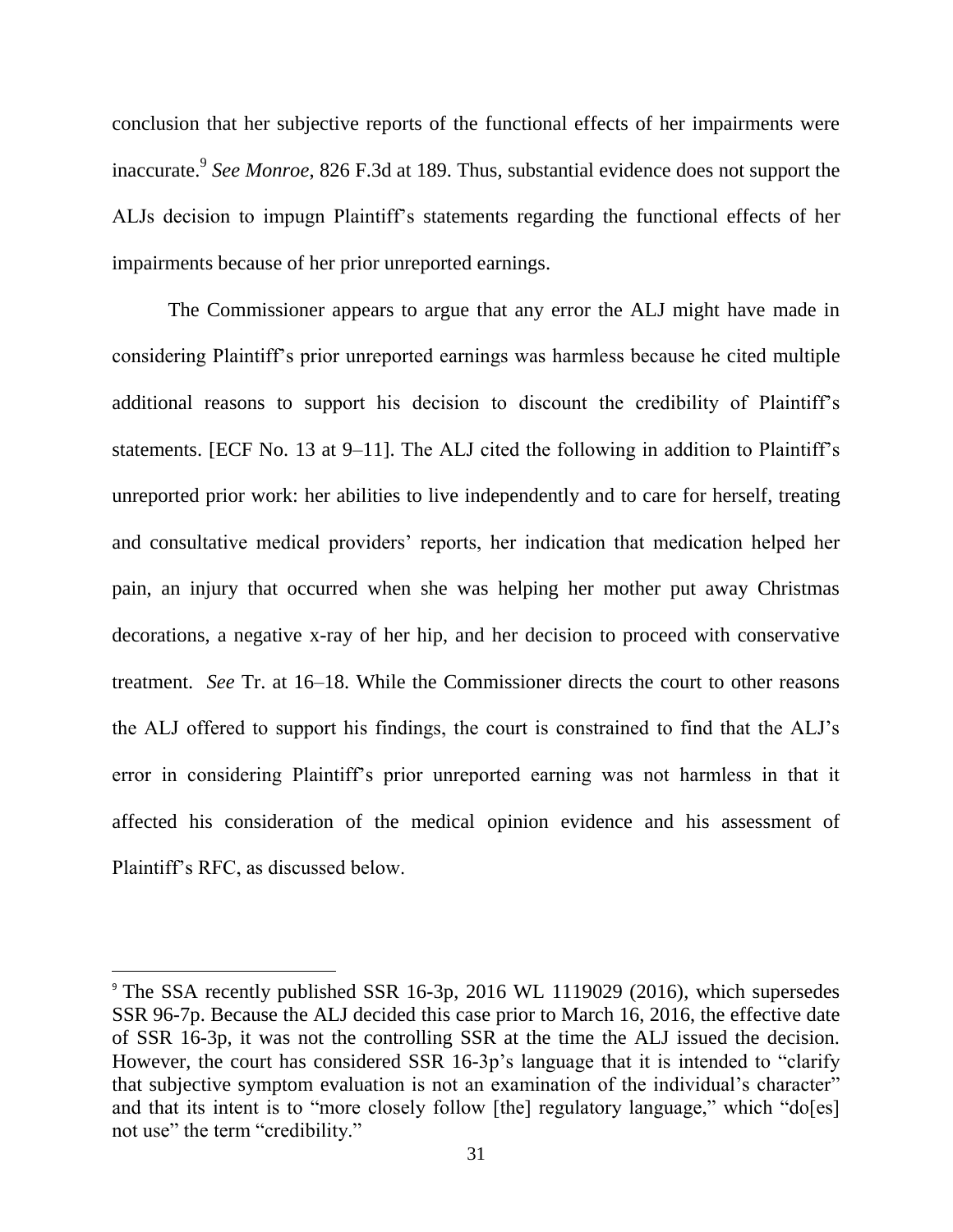conclusion that her subjective reports of the functional effects of her impairments were inaccurate.[9] *See Monroe*, 826 F.3d at 189. Thus, substantial evidence does not support the ALJs decision to impugn Plaintiff's statements regarding the functional effects of her impairments because of her prior unreported earnings.

The Commissioner appears to argue that any error the ALJ might have made in considering Plaintiff's prior unreported earnings was harmless because he cited multiple additional reasons to support his decision to discount the credibility of Plaintiff's statements. [ECF No. 13 at 9–11]. The ALJ cited the following in addition to Plaintiff's unreported prior work: her abilities to live independently and to care for herself, treating and consultative medical providers' reports, her indication that medication helped her pain, an injury that occurred when she was helping her mother put away Christmas decorations, a negative x-ray of her hip, and her decision to proceed with conservative treatment. *See* Tr. at 16–18. While the Commissioner directs the court to other reasons the ALJ offered to support his findings, the court is constrained to find that the ALJ's error in considering Plaintiff's prior unreported earning was not harmless in that it affected his consideration of the medical opinion evidence and his assessment of Plaintiff's RFC, as discussed below.

---

[9] The SSA recently published SSR 16-3p, 2016 WL 1119029 (2016), which supersedes SSR 96-7p. Because the ALJ decided this case prior to March 16, 2016, the effective date of SSR 16-3p, it was not the controlling SSR at the time the ALJ issued the decision. However, the court has considered SSR 16-3p's language that it is intended to "clarify that subjective symptom evaluation is not an examination of the individual's character" and that its intent is to "more closely follow [the] regulatory language," which "do[es] not use" the term "credibility."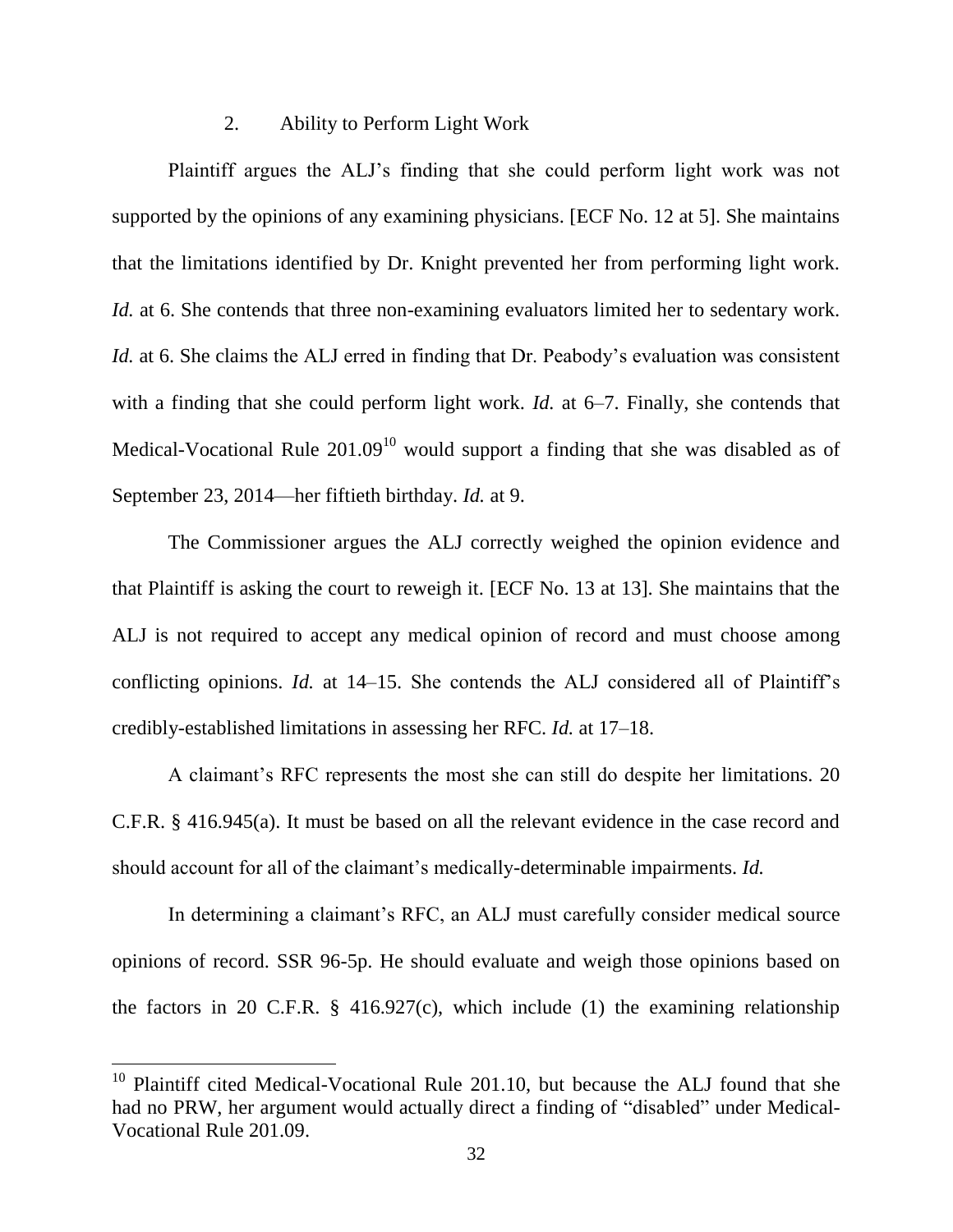### 2. Ability to Perform Light Work

Plaintiff argues the ALJ's finding that she could perform light work was not supported by the opinions of any examining physicians. [ECF No. 12 at 5]. She maintains that the limitations identified by Dr. Knight prevented her from performing light work. *Id.* at 6. She contends that three non-examining evaluators limited her to sedentary work. *Id.* at 6. She claims the ALJ erred in finding that Dr. Peabody's evaluation was consistent with a finding that she could perform light work. *Id.* at 6–7. Finally, she contends that Medical-Vocational Rule 201.09[10] would support a finding that she was disabled as of September 23, 2014—her fiftieth birthday. *Id.* at 9.

The Commissioner argues the ALJ correctly weighed the opinion evidence and that Plaintiff is asking the court to reweigh it. [ECF No. 13 at 13]. She maintains that the ALJ is not required to accept any medical opinion of record and must choose among conflicting opinions. *Id.* at 14–15. She contends the ALJ considered all of Plaintiff's credibly-established limitations in assessing her RFC. *Id.* at 17–18.

A claimant's RFC represents the most she can still do despite her limitations. 20 C.F.R. § 416.945(a). It must be based on all the relevant evidence in the case record and should account for all of the claimant's medically-determinable impairments. *Id.*

In determining a claimant's RFC, an ALJ must carefully consider medical source opinions of record. SSR 96-5p. He should evaluate and weigh those opinions based on the factors in 20 C.F.R. § 416.927(c), which include (1) the examining relationship

[10] Plaintiff cited Medical-Vocational Rule 201.10, but because the ALJ found that she had no PRW, her argument would actually direct a finding of "disabled" under Medical-Vocational Rule 201.09.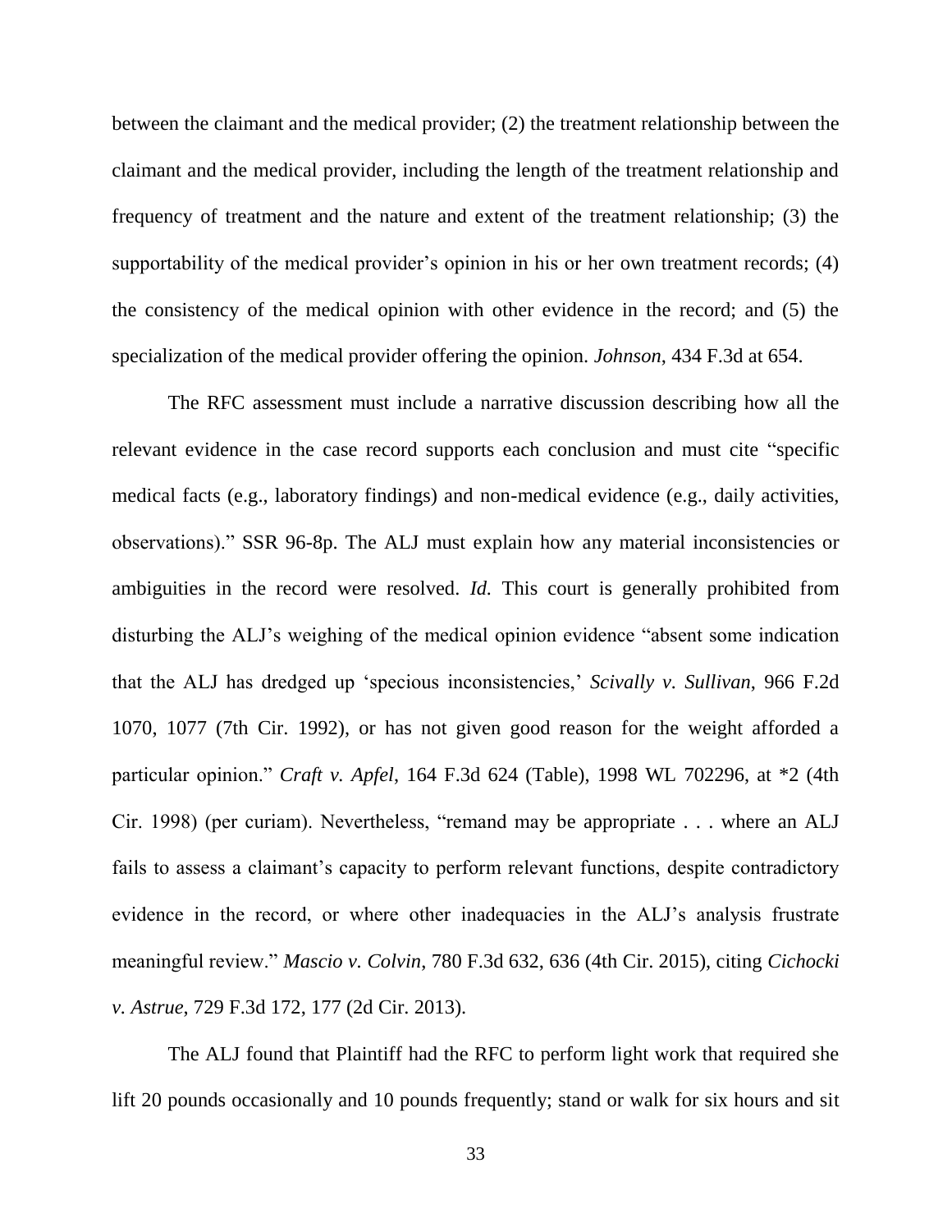between the claimant and the medical provider; (2) the treatment relationship between the claimant and the medical provider, including the length of the treatment relationship and frequency of treatment and the nature and extent of the treatment relationship; (3) the supportability of the medical provider's opinion in his or her own treatment records; (4) the consistency of the medical opinion with other evidence in the record; and (5) the specialization of the medical provider offering the opinion. *Johnson*, 434 F.3d at 654.

The RFC assessment must include a narrative discussion describing how all the relevant evidence in the case record supports each conclusion and must cite "specific medical facts (e.g., laboratory findings) and non-medical evidence (e.g., daily activities, observations)." SSR 96-8p. The ALJ must explain how any material inconsistencies or ambiguities in the record were resolved. *Id.* This court is generally prohibited from disturbing the ALJ's weighing of the medical opinion evidence "absent some indication that the ALJ has dredged up 'specious inconsistencies,' *Scivally v. Sullivan*, 966 F.2d 1070, 1077 (7th Cir. 1992), or has not given good reason for the weight afforded a particular opinion." *Craft v. Apfel*, 164 F.3d 624 (Table), 1998 WL 702296, at *2 (4th Cir. 1998) (per curiam). Nevertheless, "remand may be appropriate . . . where an ALJ fails to assess a claimant's capacity to perform relevant functions, despite contradictory evidence in the record, or where other inadequacies in the ALJ's analysis frustrate meaningful review." *Mascio v. Colvin*, 780 F.3d 632, 636 (4th Cir. 2015), citing *Cichocki v. Astrue*, 729 F.3d 172, 177 (2d Cir. 2013).

The ALJ found that Plaintiff had the RFC to perform light work that required she lift 20 pounds occasionally and 10 pounds frequently; stand or walk for six hours and sit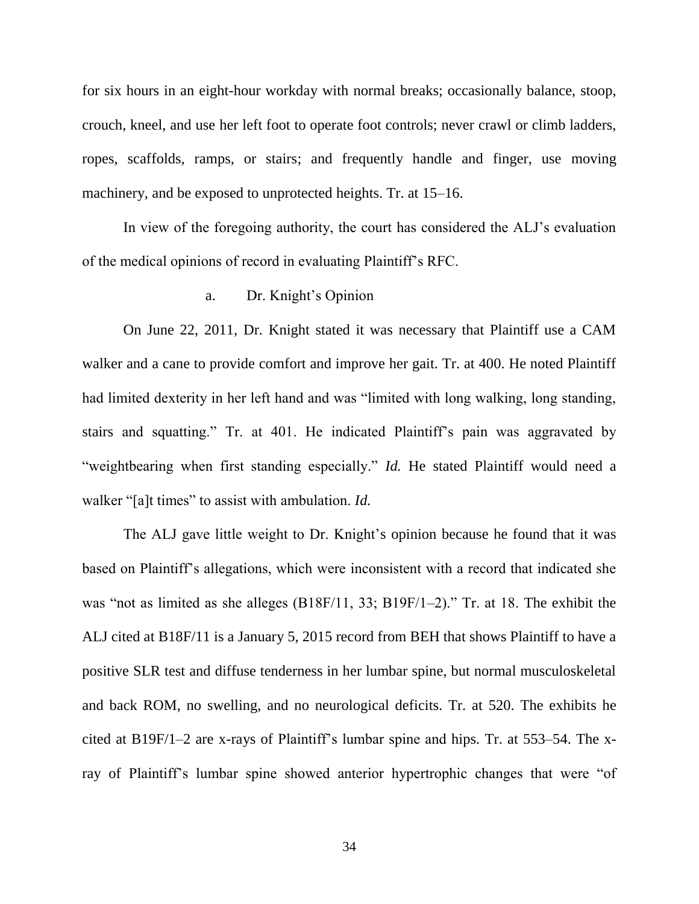for six hours in an eight-hour workday with normal breaks; occasionally balance, stoop, crouch, kneel, and use her left foot to operate foot controls; never crawl or climb ladders, ropes, scaffolds, ramps, or stairs; and frequently handle and finger, use moving machinery, and be exposed to unprotected heights. Tr. at 15–16.

In view of the foregoing authority, the court has considered the ALJ's evaluation of the medical opinions of record in evaluating Plaintiff's RFC.

a. Dr. Knight's Opinion

On June 22, 2011, Dr. Knight stated it was necessary that Plaintiff use a CAM walker and a cane to provide comfort and improve her gait. Tr. at 400. He noted Plaintiff had limited dexterity in her left hand and was "limited with long walking, long standing, stairs and squatting." Tr. at 401. He indicated Plaintiff's pain was aggravated by "weightbearing when first standing especially." *Id.* He stated Plaintiff would need a walker "[a]t times" to assist with ambulation. *Id.*

The ALJ gave little weight to Dr. Knight's opinion because he found that it was based on Plaintiff's allegations, which were inconsistent with a record that indicated she was "not as limited as she alleges (B18F/11, 33; B19F/1–2)." Tr. at 18. The exhibit the ALJ cited at B18F/11 is a January 5, 2015 record from BEH that shows Plaintiff to have a positive SLR test and diffuse tenderness in her lumbar spine, but normal musculoskeletal and back ROM, no swelling, and no neurological deficits. Tr. at 520. The exhibits he cited at B19F/1–2 are x-rays of Plaintiff's lumbar spine and hips. Tr. at 553–54. The x-ray of Plaintiff's lumbar spine showed anterior hypertrophic changes that were "of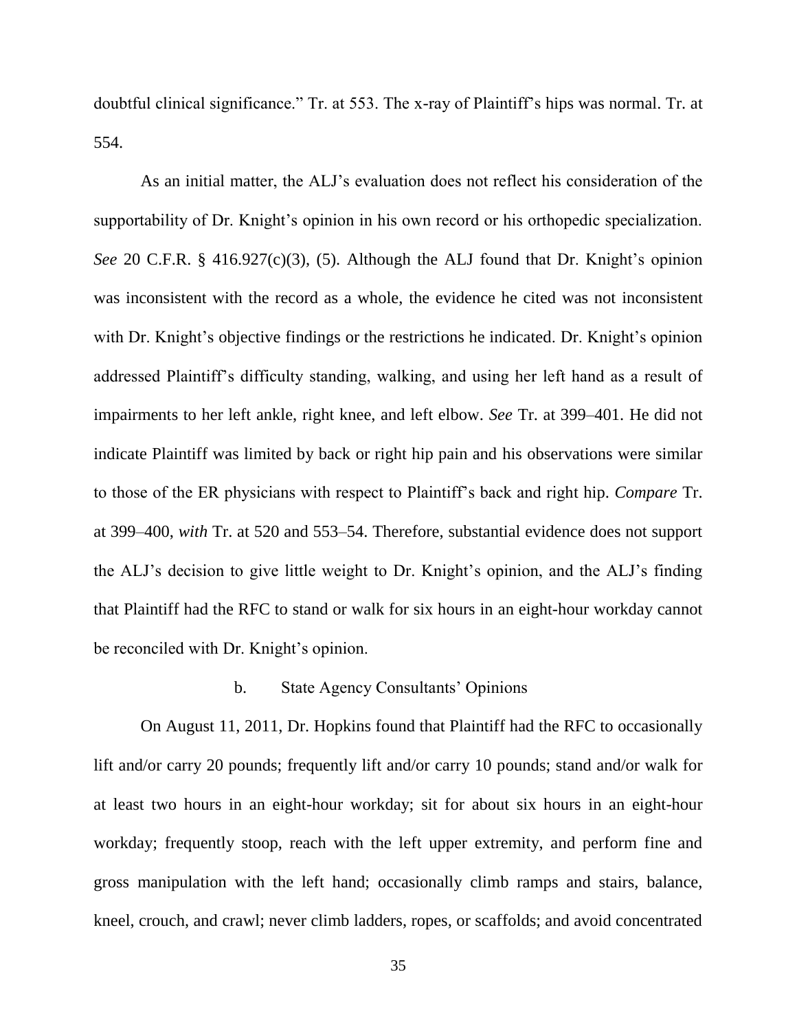doubtful clinical significance." Tr. at 553. The x-ray of Plaintiff's hips was normal. Tr. at 554.

As an initial matter, the ALJ's evaluation does not reflect his consideration of the supportability of Dr. Knight's opinion in his own record or his orthopedic specialization. *See* 20 C.F.R. § 416.927(c)(3), (5). Although the ALJ found that Dr. Knight's opinion was inconsistent with the record as a whole, the evidence he cited was not inconsistent with Dr. Knight's objective findings or the restrictions he indicated. Dr. Knight's opinion addressed Plaintiff's difficulty standing, walking, and using her left hand as a result of impairments to her left ankle, right knee, and left elbow. *See* Tr. at 399–401. He did not indicate Plaintiff was limited by back or right hip pain and his observations were similar to those of the ER physicians with respect to Plaintiff's back and right hip. *Compare* Tr. at 399–400, *with* Tr. at 520 and 553–54. Therefore, substantial evidence does not support the ALJ's decision to give little weight to Dr. Knight's opinion, and the ALJ's finding that Plaintiff had the RFC to stand or walk for six hours in an eight-hour workday cannot be reconciled with Dr. Knight's opinion.

b. State Agency Consultants' Opinions

On August 11, 2011, Dr. Hopkins found that Plaintiff had the RFC to occasionally lift and/or carry 20 pounds; frequently lift and/or carry 10 pounds; stand and/or walk for at least two hours in an eight-hour workday; sit for about six hours in an eight-hour workday; frequently stoop, reach with the left upper extremity, and perform fine and gross manipulation with the left hand; occasionally climb ramps and stairs, balance, kneel, crouch, and crawl; never climb ladders, ropes, or scaffolds; and avoid concentrated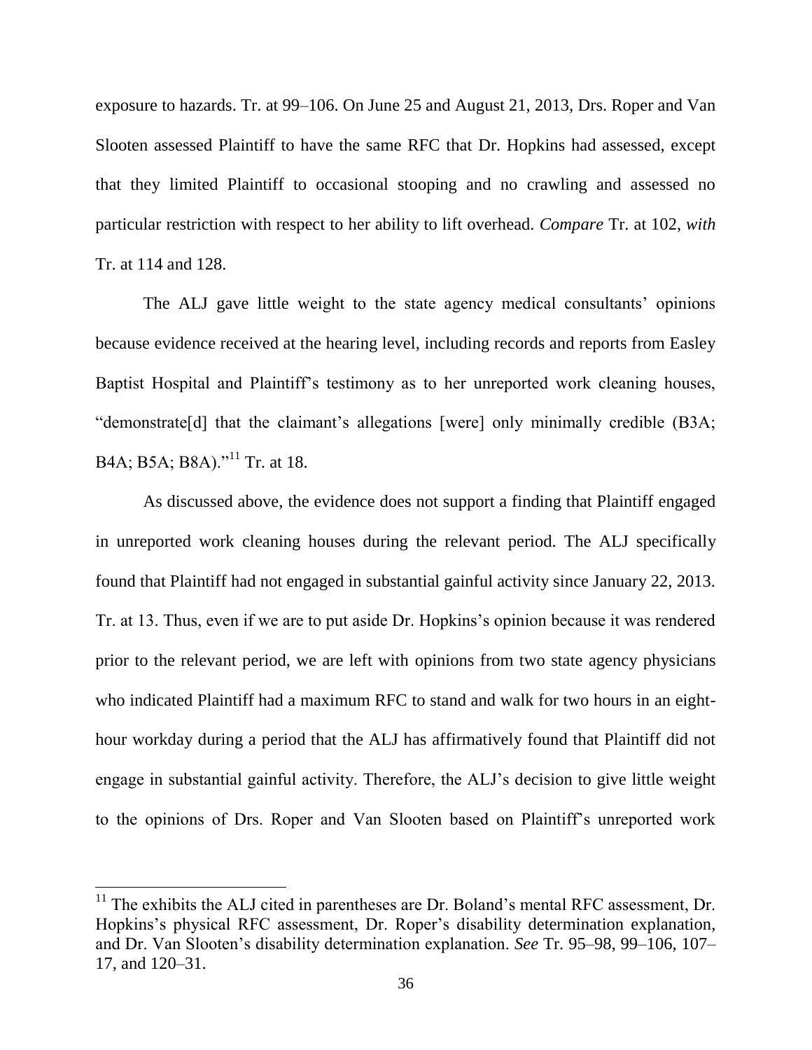exposure to hazards. Tr. at 99–106. On June 25 and August 21, 2013, Drs. Roper and Van Slooten assessed Plaintiff to have the same RFC that Dr. Hopkins had assessed, except that they limited Plaintiff to occasional stooping and no crawling and assessed no particular restriction with respect to her ability to lift overhead. *Compare* Tr. at 102, *with* Tr. at 114 and 128.

The ALJ gave little weight to the state agency medical consultants' opinions because evidence received at the hearing level, including records and reports from Easley Baptist Hospital and Plaintiff's testimony as to her unreported work cleaning houses, "demonstrate[d] that the claimant's allegations [were] only minimally credible (B3A; B4A; B5A; B8A)."[11] Tr. at 18.

As discussed above, the evidence does not support a finding that Plaintiff engaged in unreported work cleaning houses during the relevant period. The ALJ specifically found that Plaintiff had not engaged in substantial gainful activity since January 22, 2013. Tr. at 13. Thus, even if we are to put aside Dr. Hopkins's opinion because it was rendered prior to the relevant period, we are left with opinions from two state agency physicians who indicated Plaintiff had a maximum RFC to stand and walk for two hours in an eight-hour workday during a period that the ALJ has affirmatively found that Plaintiff did not engage in substantial gainful activity. Therefore, the ALJ's decision to give little weight to the opinions of Drs. Roper and Van Slooten based on Plaintiff's unreported work

---

[11] The exhibits the ALJ cited in parentheses are Dr. Boland's mental RFC assessment, Dr. Hopkins's physical RFC assessment, Dr. Roper's disability determination explanation, and Dr. Van Slooten's disability determination explanation. *See* Tr. 95–98, 99–106, 107–17, and 120–31.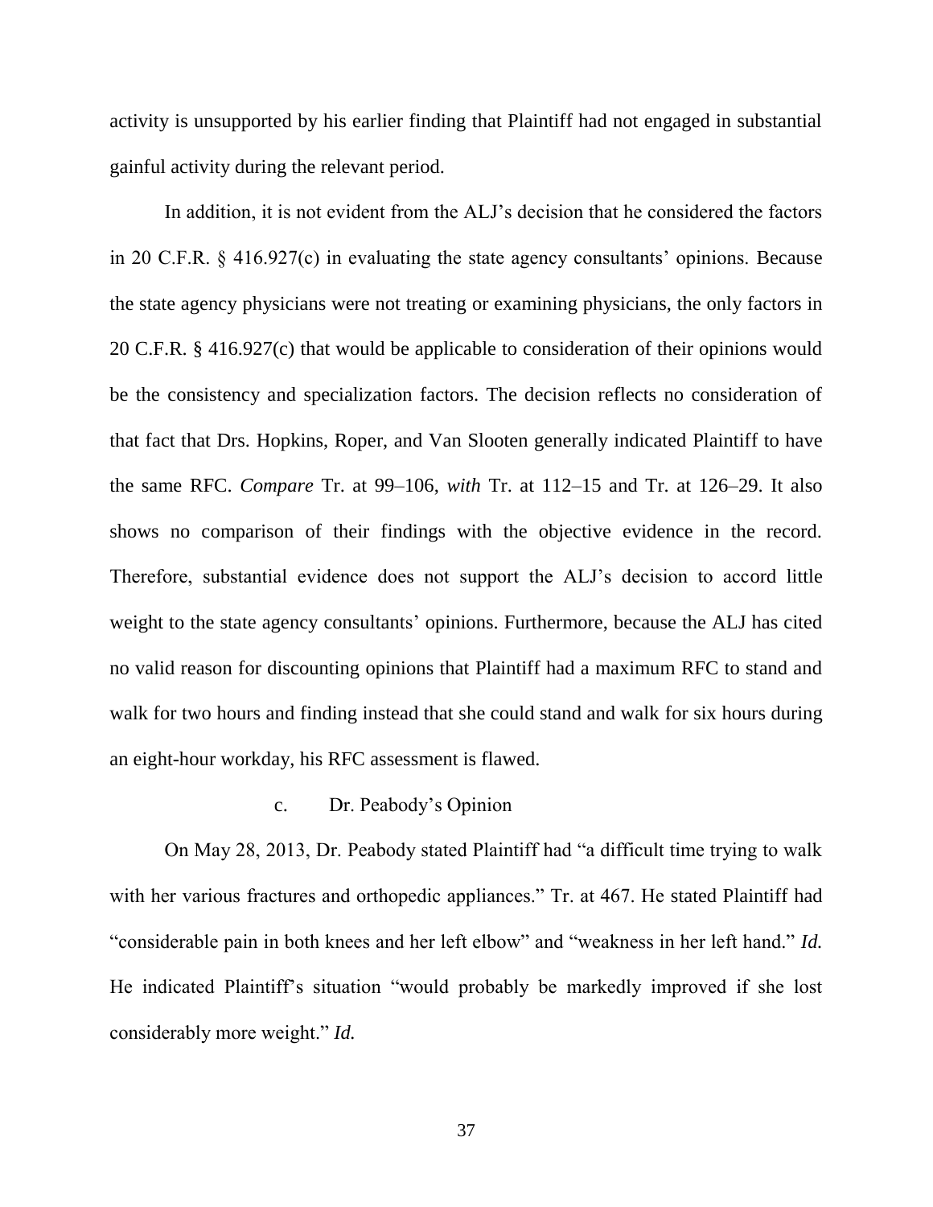activity is unsupported by his earlier finding that Plaintiff had not engaged in substantial gainful activity during the relevant period.

In addition, it is not evident from the ALJ's decision that he considered the factors in 20 C.F.R. § 416.927(c) in evaluating the state agency consultants' opinions. Because the state agency physicians were not treating or examining physicians, the only factors in 20 C.F.R. § 416.927(c) that would be applicable to consideration of their opinions would be the consistency and specialization factors. The decision reflects no consideration of that fact that Drs. Hopkins, Roper, and Van Slooten generally indicated Plaintiff to have the same RFC. *Compare* Tr. at 99–106, *with* Tr. at 112–15 and Tr. at 126–29. It also shows no comparison of their findings with the objective evidence in the record. Therefore, substantial evidence does not support the ALJ's decision to accord little weight to the state agency consultants' opinions. Furthermore, because the ALJ has cited no valid reason for discounting opinions that Plaintiff had a maximum RFC to stand and walk for two hours and finding instead that she could stand and walk for six hours during an eight-hour workday, his RFC assessment is flawed.

### c. Dr. Peabody's Opinion

On May 28, 2013, Dr. Peabody stated Plaintiff had "a difficult time trying to walk with her various fractures and orthopedic appliances." Tr. at 467. He stated Plaintiff had "considerable pain in both knees and her left elbow" and "weakness in her left hand." *Id.* He indicated Plaintiff's situation "would probably be markedly improved if she lost considerably more weight." *Id.*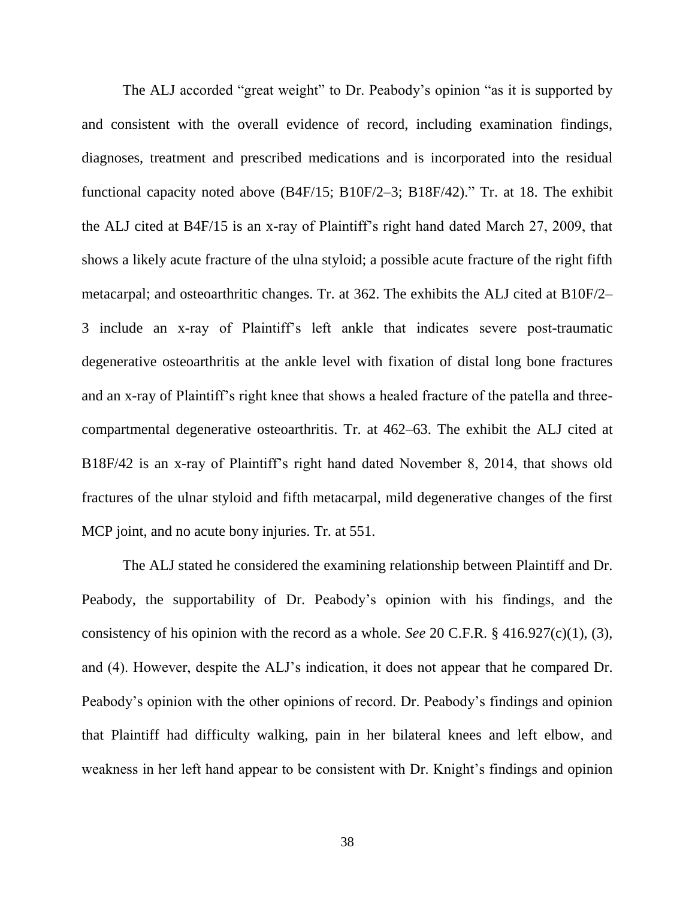The ALJ accorded "great weight" to Dr. Peabody's opinion "as it is supported by and consistent with the overall evidence of record, including examination findings, diagnoses, treatment and prescribed medications and is incorporated into the residual functional capacity noted above (B4F/15; B10F/2–3; B18F/42)." Tr. at 18. The exhibit the ALJ cited at B4F/15 is an x-ray of Plaintiff's right hand dated March 27, 2009, that shows a likely acute fracture of the ulna styloid; a possible acute fracture of the right fifth metacarpal; and osteoarthritic changes. Tr. at 362. The exhibits the ALJ cited at B10F/2–3 include an x-ray of Plaintiff's left ankle that indicates severe post-traumatic degenerative osteoarthritis at the ankle level with fixation of distal long bone fractures and an x-ray of Plaintiff's right knee that shows a healed fracture of the patella and three-compartmental degenerative osteoarthritis. Tr. at 462–63. The exhibit the ALJ cited at B18F/42 is an x-ray of Plaintiff's right hand dated November 8, 2014, that shows old fractures of the ulnar styloid and fifth metacarpal, mild degenerative changes of the first MCP joint, and no acute bony injuries. Tr. at 551.

The ALJ stated he considered the examining relationship between Plaintiff and Dr. Peabody, the supportability of Dr. Peabody's opinion with his findings, and the consistency of his opinion with the record as a whole. *See* 20 C.F.R. § 416.927(c)(1), (3), and (4). However, despite the ALJ's indication, it does not appear that he compared Dr. Peabody's opinion with the other opinions of record. Dr. Peabody's findings and opinion that Plaintiff had difficulty walking, pain in her bilateral knees and left elbow, and weakness in her left hand appear to be consistent with Dr. Knight's findings and opinion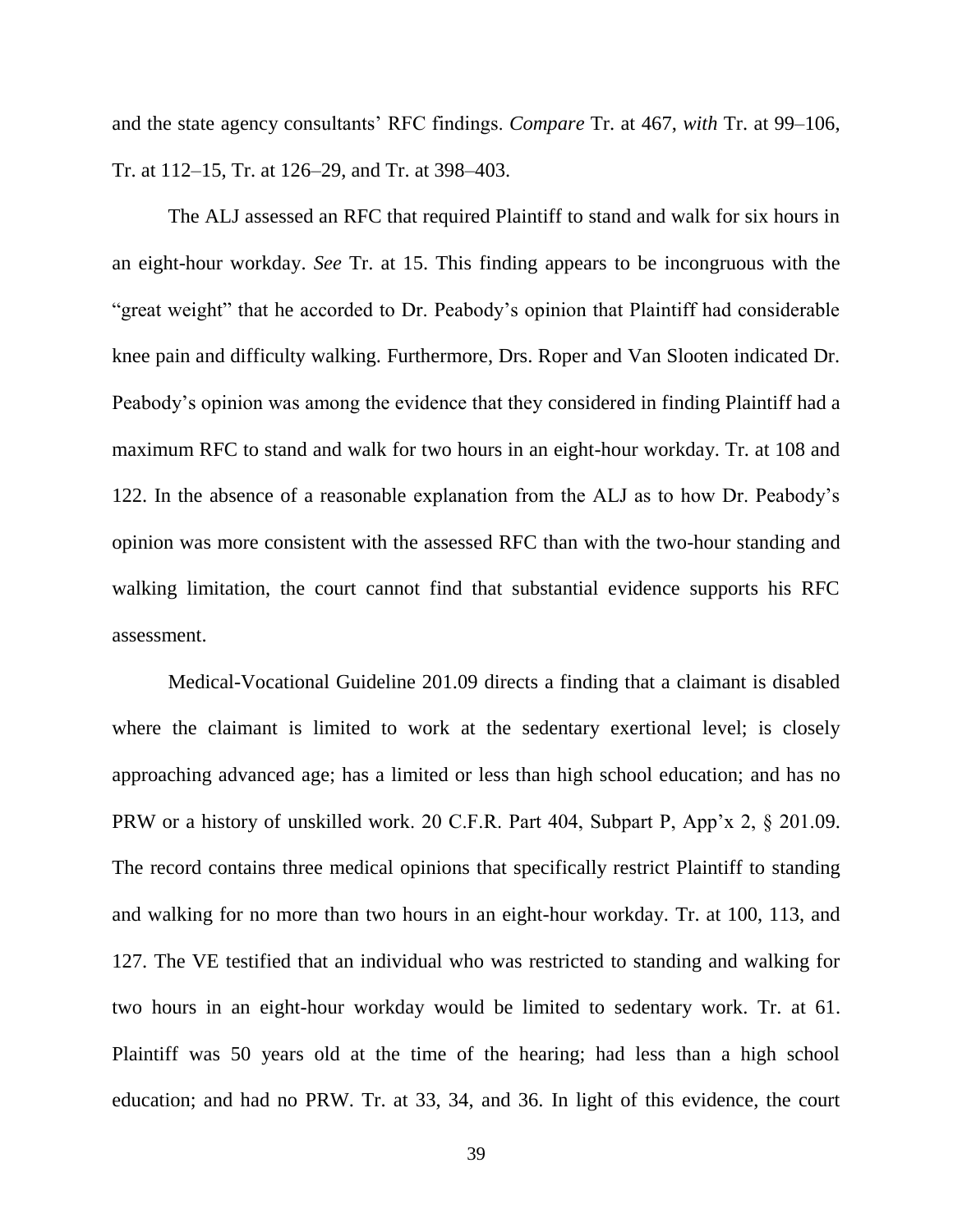and the state agency consultants' RFC findings. *Compare* Tr. at 467, *with* Tr. at 99–106, Tr. at 112–15, Tr. at 126–29, and Tr. at 398–403.

The ALJ assessed an RFC that required Plaintiff to stand and walk for six hours in an eight-hour workday. *See* Tr. at 15. This finding appears to be incongruous with the "great weight" that he accorded to Dr. Peabody's opinion that Plaintiff had considerable knee pain and difficulty walking. Furthermore, Drs. Roper and Van Slooten indicated Dr. Peabody's opinion was among the evidence that they considered in finding Plaintiff had a maximum RFC to stand and walk for two hours in an eight-hour workday. Tr. at 108 and 122. In the absence of a reasonable explanation from the ALJ as to how Dr. Peabody's opinion was more consistent with the assessed RFC than with the two-hour standing and walking limitation, the court cannot find that substantial evidence supports his RFC assessment.

Medical-Vocational Guideline 201.09 directs a finding that a claimant is disabled where the claimant is limited to work at the sedentary exertional level; is closely approaching advanced age; has a limited or less than high school education; and has no PRW or a history of unskilled work. 20 C.F.R. Part 404, Subpart P, App'x 2, § 201.09. The record contains three medical opinions that specifically restrict Plaintiff to standing and walking for no more than two hours in an eight-hour workday. Tr. at 100, 113, and 127. The VE testified that an individual who was restricted to standing and walking for two hours in an eight-hour workday would be limited to sedentary work. Tr. at 61. Plaintiff was 50 years old at the time of the hearing; had less than a high school education; and had no PRW. Tr. at 33, 34, and 36. In light of this evidence, the court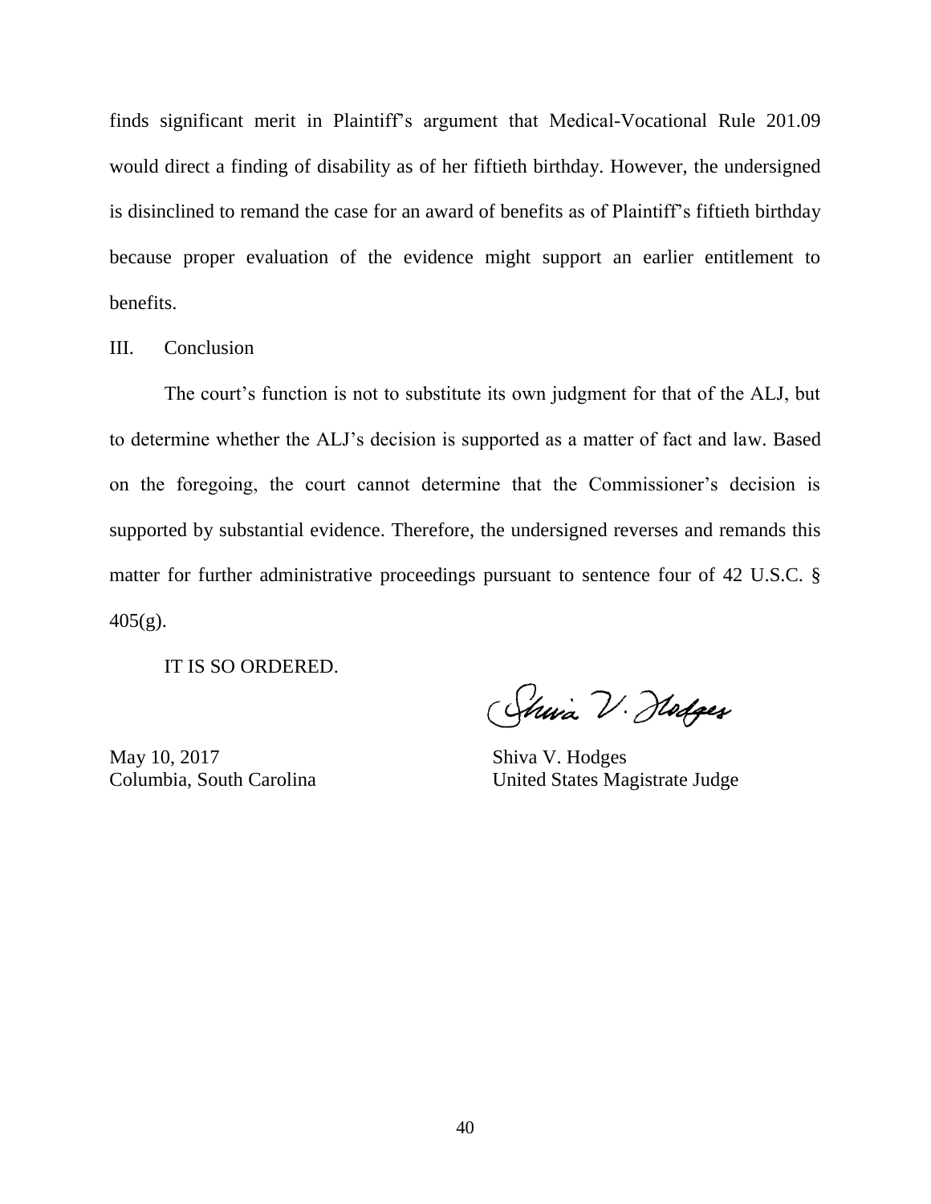finds significant merit in Plaintiff's argument that Medical-Vocational Rule 201.09 would direct a finding of disability as of her fiftieth birthday. However, the undersigned is disinclined to remand the case for an award of benefits as of Plaintiff's fiftieth birthday because proper evaluation of the evidence might support an earlier entitlement to benefits.

## III. Conclusion

The court's function is not to substitute its own judgment for that of the ALJ, but to determine whether the ALJ's decision is supported as a matter of fact and law. Based on the foregoing, the court cannot determine that the Commissioner's decision is supported by substantial evidence. Therefore, the undersigned reverses and remands this matter for further administrative proceedings pursuant to sentence four of 42 U.S.C. § 405(g).

IT IS SO ORDERED.

May 10, 2017
Columbia, South Carolina

Shiva V. Hodges
United States Magistrate Judge